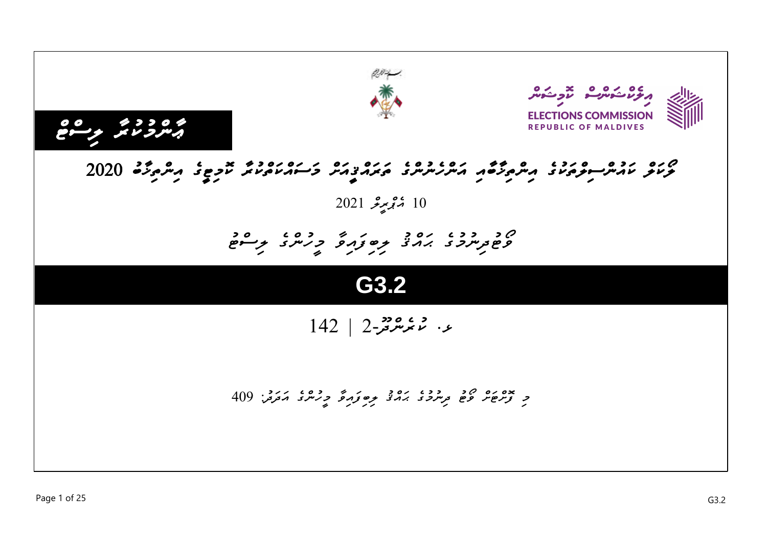އިލެކްޝަންސް ކޮމިޝަން

ELECTIONS COMMISSION
REPUBLIC OF MALDIVES

އާންމުކުރާ ލިސްޓު

# ލޯކަލް ކައުންސިލްތަކުގެ އިންތިޚާބާއި އަންހެނުންގެ ތަރައްޤީއަށް މަސައްކަތްކުރާ ކޮމިޓީގެ އިންތިޚާބު 2020

10 އޭޕްރީލް 2021

## ވޯޓުދިނުމުގެ ހައްޤު ލިބިފައިވާ މީހުންގެ ލިސްޓު

# G3.2

ދ. ކުޑަހުވަދޫ-2 | 142

މި ބޮކްސަށް ވޯޓު ދިނުމުގެ ހައްޤު ލިބިފައިވާ މީހުންގެ އަދަދު: 409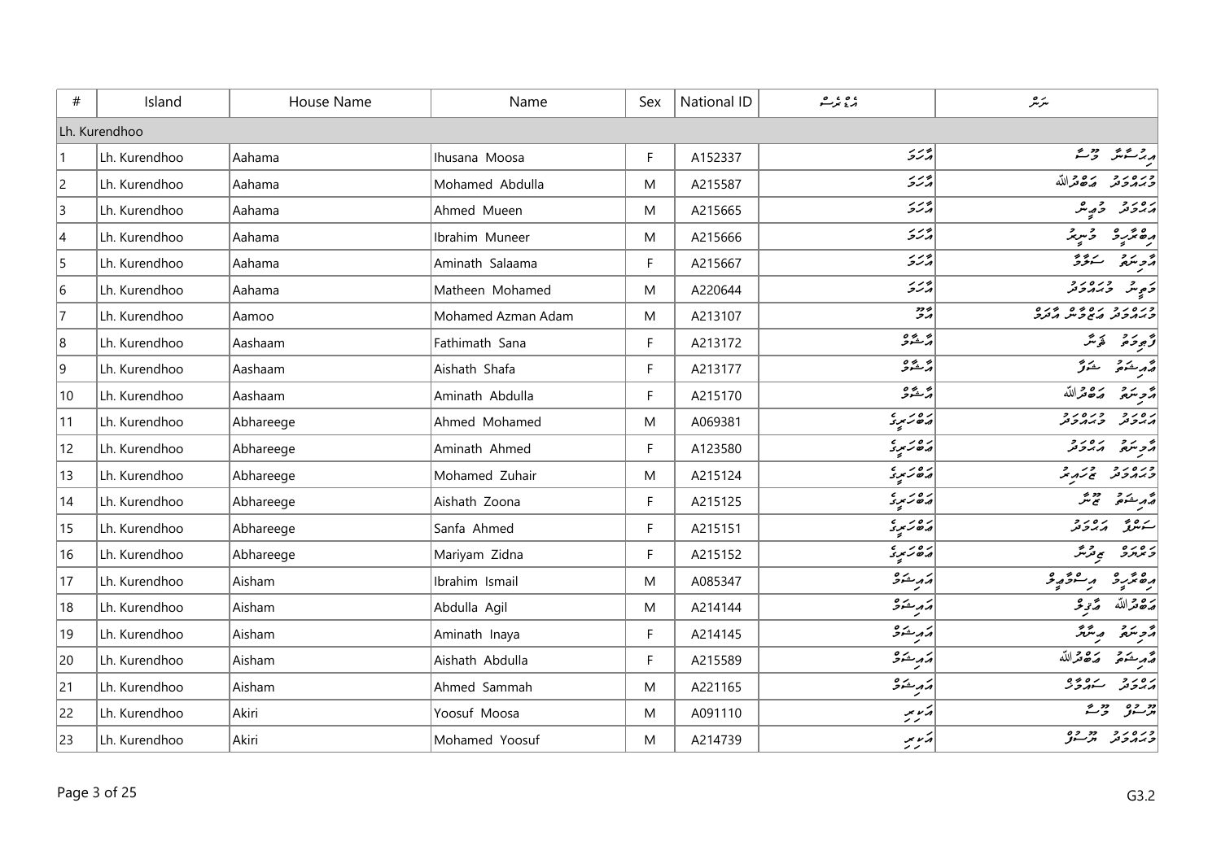| # | Island | House Name | Name | Sex | National ID | ދާއިރާ | ނަން |
|---|---|---|---|---|---|---|---|
| Lh. Kurendhoo | | | | | | | |
| 1 | Lh. Kurendhoo | Aahama | Ihusana Moosa | F | A152337 | އާހަމަ | އިހުސާނާ މޫސާ |
| 2 | Lh. Kurendhoo | Aahama | Mohamed Abdulla | M | A215587 | އާހަމަ | މުހައްމަދު އަބްދުﷲ |
| 3 | Lh. Kurendhoo | Aahama | Ahmed Mueen | M | A215665 | އާހަމަ | އަހްމަދު މުޢީން |
| 4 | Lh. Kurendhoo | Aahama | Ibrahim Muneer | M | A215666 | އާހަމަ | އިބްރާހިމް މުނީރު |
| 5 | Lh. Kurendhoo | Aahama | Aminath Salaama | F | A215667 | އާހަމަ | އާމިނަތު ސަލާމާ |
| 6 | Lh. Kurendhoo | Aahama | Matheen Mohamed | M | A220644 | އާހަމަ | މަތީން މުހައްމަދު |
| 7 | Lh. Kurendhoo | Aamoo | Mohamed Azman Adam | M | A213107 | އާމޫ | މުހައްމަދު އަޒްމާން އާދަމް |
| 8 | Lh. Kurendhoo | Aashaam | Fathimath Sana | F | A213172 | އާޝާމް | ފާތިމަތު ސަނާ |
| 9 | Lh. Kurendhoo | Aashaam | Aishath Shafa | F | A213177 | އާޝާމް | އާއިޝަތު ޝަފާ |
| 10 | Lh. Kurendhoo | Aashaam | Aminath Abdulla | F | A215170 | އާޝާމް | އާމިނަތު އަބްދުﷲ |
| 11 | Lh. Kurendhoo | Abhareege | Ahmed Mohamed | M | A069381 | އަބްހަރީގެ | އަހްމަދު މުހައްމަދު |
| 12 | Lh. Kurendhoo | Abhareege | Aminath Ahmed | F | A123580 | އަބްހަރީގެ | އާމިނަތު އަހްމަދު |
| 13 | Lh. Kurendhoo | Abhareege | Mohamed Zuhair | M | A215124 | އަބްހަރީގެ | މުހައްމަދު ޒުހައިރު |
| 14 | Lh. Kurendhoo | Abhareege | Aishath Zoona | F | A215125 | އަބްހަރީގެ | އާއިޝަތު ޒޫނާ |
| 15 | Lh. Kurendhoo | Abhareege | Sanfa Ahmed | F | A215151 | އަބްހަރީގެ | ސަންފާ އަހްމަދު |
| 16 | Lh. Kurendhoo | Abhareege | Mariyam Zidna | F | A215152 | އަބްހަރީގެ | މަރިޔަމް ޒިދުނާ |
| 17 | Lh. Kurendhoo | Aisham | Ibrahim Ismail | M | A085347 | އައިޝަމް | އިބްރާހިމް އިސްމާއީލް |
| 18 | Lh. Kurendhoo | Aisham | Abdulla Agil | M | A214144 | އައިޝަމް | އަބްދުﷲ އާގިލް |
| 19 | Lh. Kurendhoo | Aisham | Aminath Inaya | F | A214145 | އައިޝަމް | އާމިނަތު އިނާޔާ |
| 20 | Lh. Kurendhoo | Aisham | Aishath Abdulla | F | A215589 | އައިޝަމް | އާއިޝަތު އަބްދުﷲ |
| 21 | Lh. Kurendhoo | Aisham | Ahmed Sammah | M | A221165 | އައިޝަމް | އަހްމަދު ސައްމާޙް |
| 22 | Lh. Kurendhoo | Akiri | Yoosuf Moosa | M | A091110 | އަކިރި | ޔޫސުފް މޫސާ |
| 23 | Lh. Kurendhoo | Akiri | Mohamed Yoosuf | M | A214739 | އަކިރި | މުހައްމަދު ޔޫސުފް |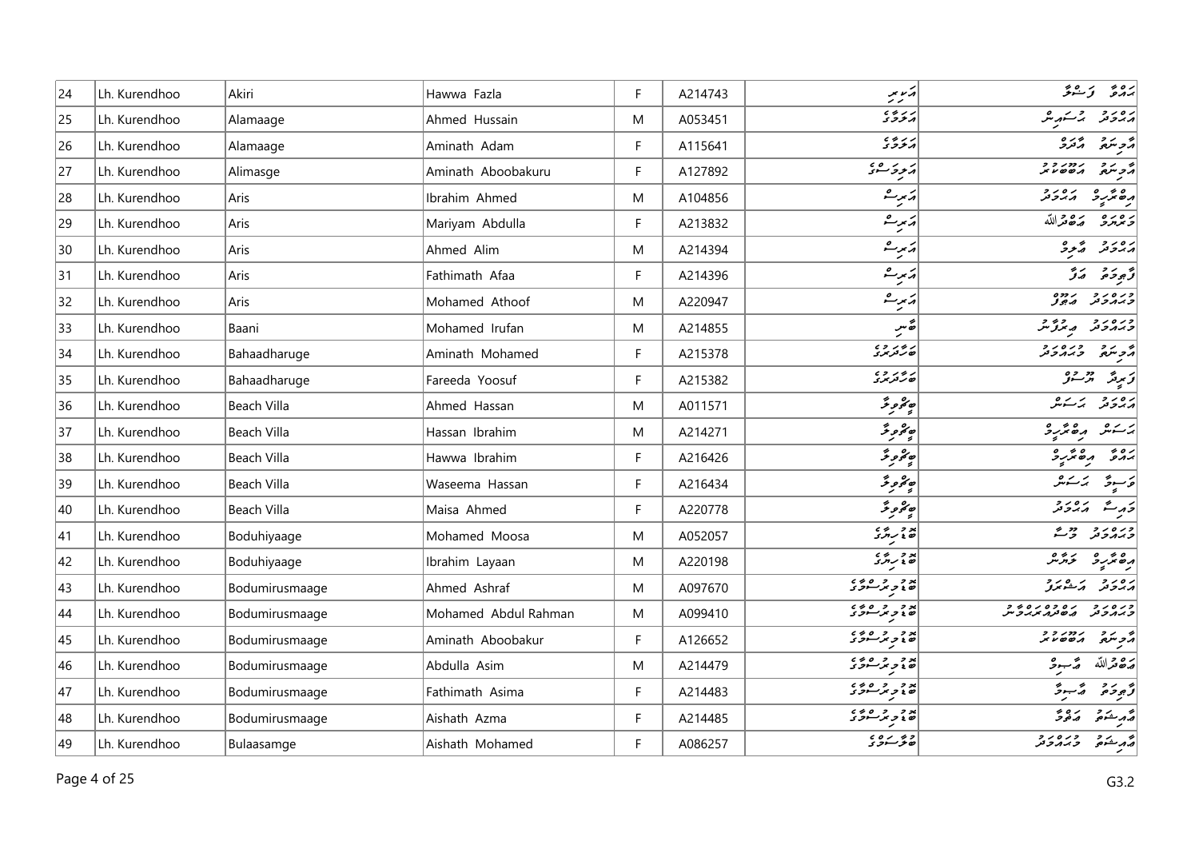| 24 | Lh. Kurendhoo | Akiri | Hawwa Fazla | F | A214743 | އަކިރި | ހައްވާ ފަޟްލާ |
|---|---|---|---|---|---|---|---|
| 25 | Lh. Kurendhoo | Alamaage | Ahmed Hussain | M | A053451 | އަލަމާގެ | އަހުމަދު ހުސައިން |
| 26 | Lh. Kurendhoo | Alamaage | Aminath Adam | F | A115641 | އަލަމާގެ | އާމިނަތު އާދަމް |
| 27 | Lh. Kurendhoo | Alimasge | Aminath Aboobakuru | F | A127892 | އަލިމަސްގެ | އާމިނަތު އަބޫބަކުރު |
| 28 | Lh. Kurendhoo | Aris | Ibrahim Ahmed | M | A104856 | އަރިސް | އިބްރާހީމް އަހުމަދު |
| 29 | Lh. Kurendhoo | Aris | Mariyam Abdulla | F | A213832 | އަރިސް | މަރިޔަމް އަބްދުﷲ |
| 30 | Lh. Kurendhoo | Aris | Ahmed Alim | M | A214394 | އަރިސް | އަހުމަދު އާލިމް |
| 31 | Lh. Kurendhoo | Aris | Fathimath Afaa | F | A214396 | އަރިސް | ފާތިމަތު އަފާ |
| 32 | Lh. Kurendhoo | Aris | Mohamed Athoof | M | A220947 | އަރިސް | މުހައްމަދު އަތޫފް |
| 33 | Lh. Kurendhoo | Baani | Mohamed Irufan | M | A214855 | ބާނި | މުހައްމަދު އިރުފާން |
| 34 | Lh. Kurendhoo | Bahaadharuge | Aminath Mohamed | F | A215378 | ބަހާދަރުގެ | އާމިނަތު މުހައްމަދު |
| 35 | Lh. Kurendhoo | Bahaadharuge | Fareeda Yoosuf | F | A215382 | ބަހާދަރުގެ | ފަރީދާ ޔޫސުފް |
| 36 | Lh. Kurendhoo | Beach Villa | Ahmed Hassan | M | A011571 | ބީޗްވިލާ | އަހުމަދު ހަސަން |
| 37 | Lh. Kurendhoo | Beach Villa | Hassan Ibrahim | M | A214271 | ބީޗްވިލާ | ހަސަން އިބްރާހީމް |
| 38 | Lh. Kurendhoo | Beach Villa | Hawwa Ibrahim | F | A216426 | ބީޗްވިލާ | ހައްވާ އިބްރާހީމް |
| 39 | Lh. Kurendhoo | Beach Villa | Waseema Hassan | F | A216434 | ބީޗްވިލާ | ވަސީމާ ހަސަން |
| 40 | Lh. Kurendhoo | Beach Villa | Maisa Ahmed | F | A220778 | ބީޗްވިލާ | މައިސާ އަހުމަދު |
| 41 | Lh. Kurendhoo | Boduhiyaage | Mohamed Moosa | M | A052057 | ބޮޑުހިޔާގެ | މުހައްމަދު މޫސާ |
| 42 | Lh. Kurendhoo | Boduhiyaage | Ibrahim Layaan | M | A220198 | ބޮޑުހިޔާގެ | އިބްރާހީމް ލަޔާން |
| 43 | Lh. Kurendhoo | Bodumirusmaage | Ahmed Ashraf | M | A097670 | ބޮޑުމިރުސްމާގެ | އަހުމަދު އަޝްރަފް |
| 44 | Lh. Kurendhoo | Bodumirusmaage | Mohamed Abdul Rahman | M | A099410 | ބޮޑުމިރުސްމާގެ | މުހައްމަދު އަބްދުއްރަޙްމާން |
| 45 | Lh. Kurendhoo | Bodumirusmaage | Aminath Aboobakur | F | A126652 | ބޮޑުމިރުސްމާގެ | އާމިނަތު އަބޫބަކުރު |
| 46 | Lh. Kurendhoo | Bodumirusmaage | Abdulla Asim | M | A214479 | ބޮޑުމިރުސްމާގެ | އަބްދުﷲ އާސިމް |
| 47 | Lh. Kurendhoo | Bodumirusmaage | Fathimath Asima | F | A214483 | ބޮޑުމިރުސްމާގެ | ފާތިމަތު އާސިމާ |
| 48 | Lh. Kurendhoo | Bodumirusmaage | Aishath Azma | F | A214485 | ބޮޑުމިރުސްމާގެ | އާއިޝަތު އަޒްމާ |
| 49 | Lh. Kurendhoo | Bulaasamge | Aishath Mohamed | F | A086257 | ބުލާސަމްގެ | އާއިޝަތު މުހައްމަދު |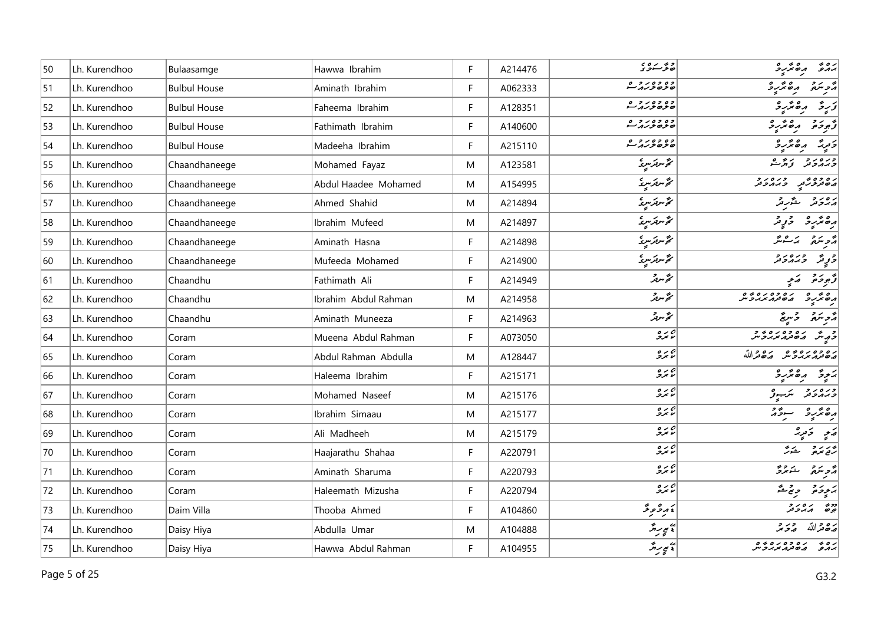| 50 | Lh. Kurendhoo | Bulaasamge | Hawwa Ibrahim | F | A214476 | ބުލާސަމްގެ | ހައްވާ އިބްރާހިމް |
|---|---|---|---|---|---|---|---|
| 51 | Lh. Kurendhoo | Bulbul House | Aminath Ibrahim | F | A062333 | ބުލްބުލްހައުސް | އާމިނަތު އިބްރާހިމް |
| 52 | Lh. Kurendhoo | Bulbul House | Faheema Ibrahim | F | A128351 | ބުލްބުލްހައުސް | ފަހީމާ އިބްރާހިމް |
| 53 | Lh. Kurendhoo | Bulbul House | Fathimath Ibrahim | F | A140600 | ބުލްބުލްހައުސް | ފާތިމަތު އިބްރާހިމް |
| 54 | Lh. Kurendhoo | Bulbul House | Madeeha Ibrahim | F | A215110 | ބުލްބުލްހައުސް | މަދީހާ އިބްރާހިމް |
| 55 | Lh. Kurendhoo | Chaandhaneege | Mohamed Fayaz | M | A123581 | ޗާނދަނީގެ | މުހައްމަދު ފައްޔާޒް |
| 56 | Lh. Kurendhoo | Chaandhaneege | Abdul Haadee Mohamed | M | A154995 | ޗާނދަނީގެ | އަބްދުލްހާދީ މުހައްމަދު |
| 57 | Lh. Kurendhoo | Chaandhaneege | Ahmed Shahid | M | A214894 | ޗާނދަނީގެ | އަހްމަދު ޝާހިދު |
| 58 | Lh. Kurendhoo | Chaandhaneege | Ibrahim Mufeed | M | A214897 | ޗާނދަނީގެ | އިބްރާހިމް މުފީދު |
| 59 | Lh. Kurendhoo | Chaandhaneege | Aminath Hasna | F | A214898 | ޗާނދަނީގެ | އާމިނަތު ހަސްނާ |
| 60 | Lh. Kurendhoo | Chaandhaneege | Mufeeda Mohamed | F | A214900 | ޗާނދަނީގެ | މުފީދާ މުހައްމަދު |
| 61 | Lh. Kurendhoo | Chaandhu | Fathimath Ali | F | A214949 | ޗާނދު | ފާތިމަތު އަލި |
| 62 | Lh. Kurendhoo | Chaandhu | Ibrahim Abdul Rahman | M | A214958 | ޗާނދު | އިބްރާހިމް އަބްދުއްރަޙްމާން |
| 63 | Lh. Kurendhoo | Chaandhu | Aminath Muneeza | F | A214963 | ޗާނދު | އާމިނަތު މުނީޒާ |
| 64 | Lh. Kurendhoo | Coram | Mueena Abdul Rahman | F | A073050 | ކޯރަމް | މުއީނާ އަބްދުއްރަޙްމާން |
| 65 | Lh. Kurendhoo | Coram | Abdul Rahman Abdulla | M | A128447 | ކޯރަމް | އަބްދުއްރަޙްމާން އަބްދުﷲ |
| 66 | Lh. Kurendhoo | Coram | Haleema Ibrahim | F | A215171 | ކޯރަމް | ހަލީމާ އިބްރާހިމް |
| 67 | Lh. Kurendhoo | Coram | Mohamed Naseef | M | A215176 | ކޯރަމް | މުހައްމަދު ނަސީފް |
| 68 | Lh. Kurendhoo | Coram | Ibrahim Simaau | M | A215177 | ކޯރަމް | އިބްރާހިމް ސިމާއު |
| 69 | Lh. Kurendhoo | Coram | Ali Madheeh | M | A215179 | ކޯރަމް | އަލި މަދީހް |
| 70 | Lh. Kurendhoo | Coram | Haajarathu Shahaa | F | A220791 | ކޯރަމް | ހާޖަރަތު ޝަހާ |
| 71 | Lh. Kurendhoo | Coram | Aminath Sharuma | F | A220793 | ކޯރަމް | އާމިނަތު ޝަރުމާ |
| 72 | Lh. Kurendhoo | Coram | Haleemath Mizusha | F | A220794 | ކޯރަމް | ހަލީމަތު މިޒުޝާ |
| 73 | Lh. Kurendhoo | Daim Villa | Thooba Ahmed | F | A104860 | ޑައިމްވިލާ | ތޫބާ އަހްމަދު |
| 74 | Lh. Kurendhoo | Daisy Hiya | Abdulla Umar | M | A104888 | ޑޭޒީހިޔާ | އަބްދުﷲ އުމަރު |
| 75 | Lh. Kurendhoo | Daisy Hiya | Hawwa Abdul Rahman | F | A104955 | ޑޭޒީހިޔާ | ހައްވާ އަބްދުއްރަޙްމާން |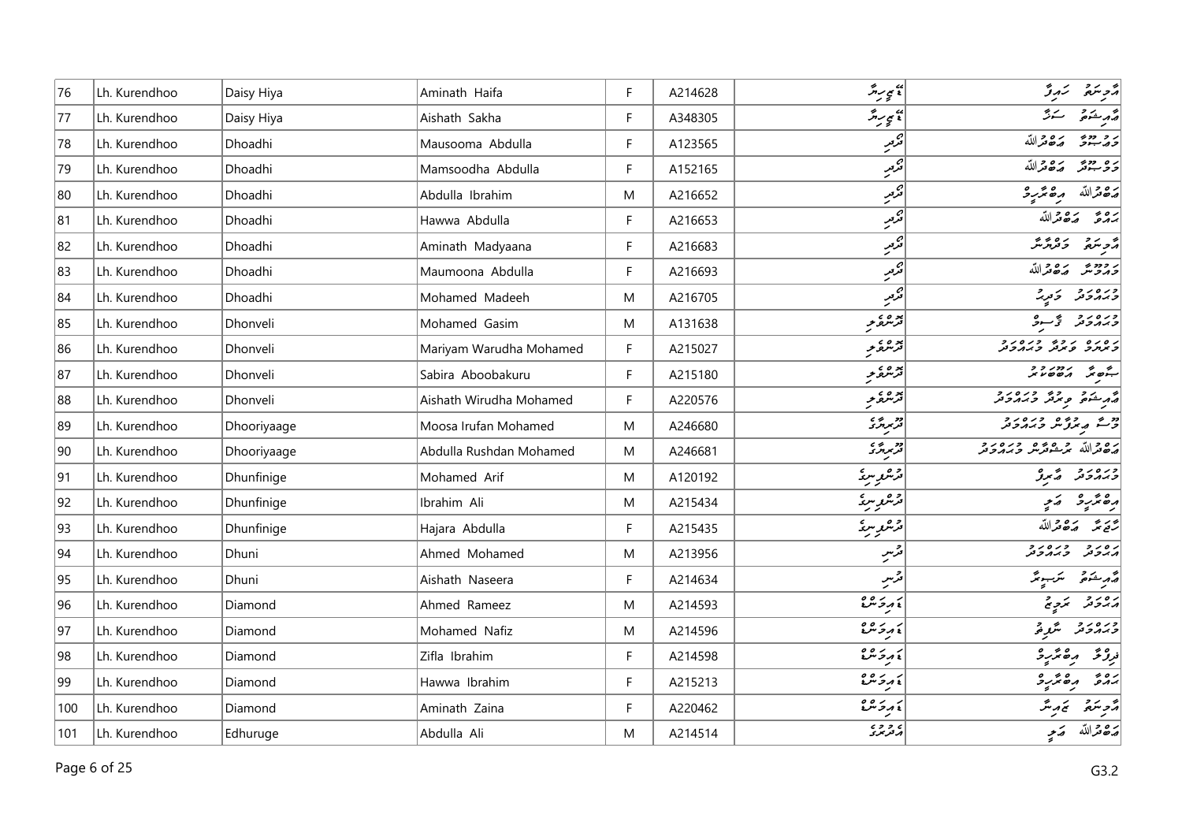| 76 | Lh. Kurendhoo | Daisy Hiya | Aminath Haifa | F | A214628 | ڏޭޒީ ހިޔާ | އާމިނަތު ހައިފާ |
|---|---|---|---|---|---|---|---|
| 77 | Lh. Kurendhoo | Daisy Hiya | Aishath Sakha | F | A348305 | ޑޭޒީ ހިޔާ | ޢާއިޝަތު ސަޚާ |
| 78 | Lh. Kurendhoo | Dhoadhi | Mausooma Abdulla | F | A123565 | ދޯދި | މައުސޫމާ ޢަބްދުﷲ |
| 79 | Lh. Kurendhoo | Dhoadhi | Mamsoodha Abdulla | F | A152165 | ދޯދި | މަމްސޫދާ ޢަބްދުﷲ |
| 80 | Lh. Kurendhoo | Dhoadhi | Abdulla Ibrahim | M | A216652 | ދޯދި | ޢަބްދުﷲ އިބްރާހީމް |
| 81 | Lh. Kurendhoo | Dhoadhi | Hawwa Abdulla | F | A216653 | ދޯދި | ޙައްވާ ޢަބްދުﷲ |
| 82 | Lh. Kurendhoo | Dhoadhi | Aminath Madyaana | F | A216683 | ދޯދި | އާމިނަތު މަދްޔާނާ |
| 83 | Lh. Kurendhoo | Dhoadhi | Maumoona Abdulla | F | A216693 | ދޯދި | މައުމޫނާ ޢަބްދުﷲ |
| 84 | Lh. Kurendhoo | Dhoadhi | Mohamed Madeeh | M | A216705 | ދޯދި | މުޙައްމަދު މަދީޙު |
| 85 | Lh. Kurendhoo | Dhonveli | Mohamed Gasim | M | A131638 | ދޮންވެލި | މުޙައްމަދު ޤާސިމް |
| 86 | Lh. Kurendhoo | Dhonveli | Mariyam Warudha Mohamed | F | A215027 | ދޮންވެލި | މަރިޔަމް ވަރުދާ މުޙައްމަދު |
| 87 | Lh. Kurendhoo | Dhonveli | Sabira Aboobakuru | F | A215180 | ދޮންވެލި | ސާބިރާ އަބޫބަކުރު |
| 88 | Lh. Kurendhoo | Dhonveli | Aishath Wirudha Mohamed | F | A220576 | ދޮންވެލި | ޢާއިޝަތު ވިރުދާ މުޙައްމަދު |
| 89 | Lh. Kurendhoo | Dhooriyaage | Moosa Irufan Mohamed | M | A246680 | ދޫރިޔާގެ | މޫސާ އިރުފާން މުޙައްމަދު |
| 90 | Lh. Kurendhoo | Dhooriyaage | Abdulla Rushdan Mohamed | M | A246681 | ދޫރިޔާގެ | ޢަބްދުﷲ ރުޝްދާން މުޙައްމަދު |
| 91 | Lh. Kurendhoo | Dhunfinige | Mohamed Arif | M | A120192 | ދުންފިނިގެ | މުޙައްމަދު އާރިފް |
| 92 | Lh. Kurendhoo | Dhunfinige | Ibrahim Ali | M | A215434 | ދުންފިނިގެ | އިބްރާހީމް ޢަލި |
| 93 | Lh. Kurendhoo | Dhunfinige | Hajara Abdulla | F | A215435 | ދުންފިނިގެ | ހާޖަރާ ޢަބްދުﷲ |
| 94 | Lh. Kurendhoo | Dhuni | Ahmed Mohamed | M | A213956 | ދުނި | އަޙްމަދު މުޙައްމަދު |
| 95 | Lh. Kurendhoo | Dhuni | Aishath Naseera | F | A214634 | ދުނި | ޢާއިޝަތު ނަސީރާ |
| 96 | Lh. Kurendhoo | Diamond | Ahmed Rameez | M | A214593 | ޑައިމަންޑް | އަޙްމަދު ރަމީޒު |
| 97 | Lh. Kurendhoo | Diamond | Mohamed Nafiz | M | A214596 | ޑައިމަންޑް | މުޙައްމަދު ނާފިޒު |
| 98 | Lh. Kurendhoo | Diamond | Zifla Ibrahim | F | A214598 | ޑައިމަންޑް | ޒިފްލާ އިބްރާހީމް |
| 99 | Lh. Kurendhoo | Diamond | Hawwa Ibrahim | F | A215213 | ޑައިމަންޑް | ޙައްވާ އިބްރާހީމް |
| 100 | Lh. Kurendhoo | Diamond | Aminath Zaina | F | A220462 | ޑައިމަންޑް | އާމިނަތު ޒައިނާ |
| 101 | Lh. Kurendhoo | Edhuruge | Abdulla Ali | M | A214514 | އެދުރުގެ | ޢަބްދުﷲ ޢަލި |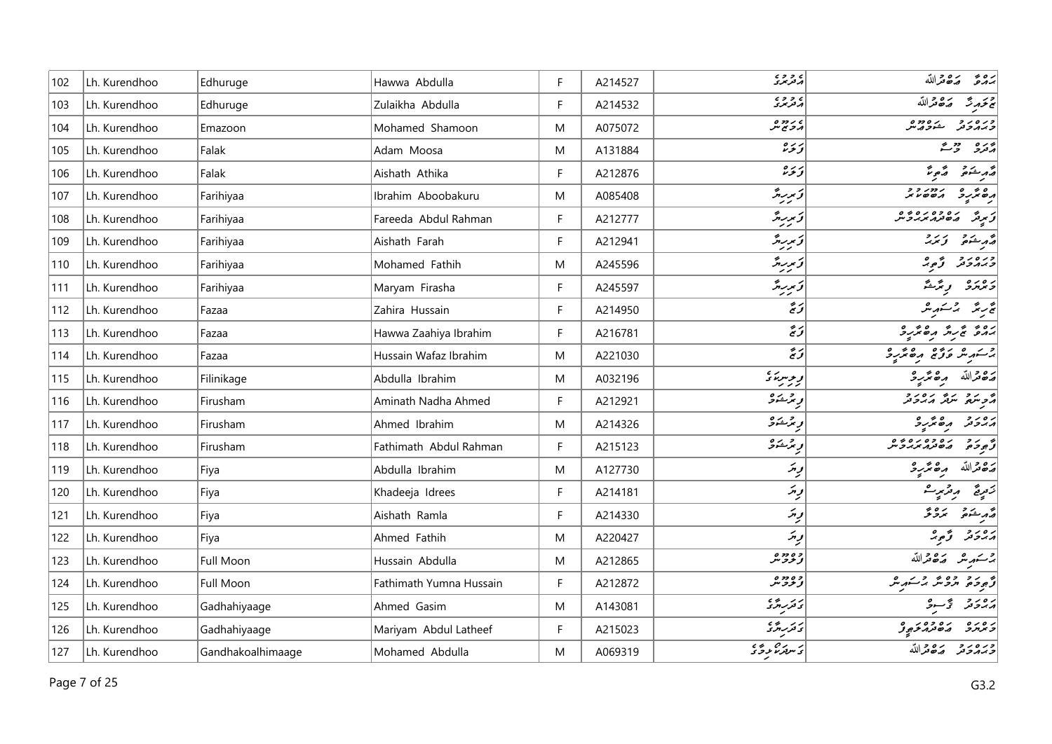| 102 | Lh. Kurendhoo | Edhuruge | Hawwa Abdulla | F | A214527 | ެއދުރުގެ | ހައްވާ އަބްދުﷲ |
|---|---|---|---|---|---|---|---|
| 103 | Lh. Kurendhoo | Edhuruge | Zulaikha Abdulla | F | A214532 | ެއދުރުގެ | ޒުލައިޚާ އަބްދުﷲ |
| 104 | Lh. Kurendhoo | Emazoon | Mohamed Shamoon | M | A075072 | އެމަޒޫން | މުހައްމަދު ޝަމޫން |
| 105 | Lh. Kurendhoo | Falak | Adam Moosa | M | A131884 | ފަލަކް | އާދަމް މޫސާ |
| 106 | Lh. Kurendhoo | Falak | Aishath Athika | F | A212876 | ފަލަކް | އައިޝަތު އާތިކާ |
| 107 | Lh. Kurendhoo | Farihiyaa | Ibrahim Aboobakuru | M | A085408 | ފަރިހިޔާ | އިބްރާހީމް އަބޫބަކުރު |
| 108 | Lh. Kurendhoo | Farihiyaa | Fareeda Abdul Rahman | F | A212777 | ފަރިހިޔާ | ފަރީދާ އަބްދުއްރަޙްމާން |
| 109 | Lh. Kurendhoo | Farihiyaa | Aishath Farah | F | A212941 | ފަރިހިޔާ | އައިޝަތު ފަރަހް |
| 110 | Lh. Kurendhoo | Farihiyaa | Mohamed Fathih | M | A245596 | ފަރިހިޔާ | މުހައްމަދު ފާތިހް |
| 111 | Lh. Kurendhoo | Farihiyaa | Maryam Firasha | F | A245597 | ފަރިހިޔާ | މަރިޔަމް ފިރާޝާ |
| 112 | Lh. Kurendhoo | Fazaa | Zahira Hussain | F | A214950 | ފަޒާ | ޒާހިރާ ހުސައިން |
| 113 | Lh. Kurendhoo | Fazaa | Hawwa Zaahiya Ibrahim | F | A216781 | ފަޒާ | ހައްވާ ޒާހިޔާ އިބްރާހީމް |
| 114 | Lh. Kurendhoo | Fazaa | Hussain Wafaz Ibrahim | M | A221030 | ފަޒާ | ހުސައިން ވަފާޒް އިބްރާހީމް |
| 115 | Lh. Kurendhoo | Filinikage | Abdulla Ibrahim | M | A032196 | ފިލިނިކަގެ | އަބްދުﷲ އިބްރާހީމް |
| 116 | Lh. Kurendhoo | Firusham | Aminath Nadha Ahmed | F | A212921 | ފިރުޝަމް | އާމިނަތު ނަދާ އަހްމަދު |
| 117 | Lh. Kurendhoo | Firusham | Ahmed Ibrahim | M | A214326 | ފިރުޝަމް | އަހްމަދު އިބްރާހީމް |
| 118 | Lh. Kurendhoo | Firusham | Fathimath Abdul Rahman | F | A215123 | ފިރުޝަމް | ފާތިމަތު އަބްދުއްރަޙްމާން |
| 119 | Lh. Kurendhoo | Fiya | Abdulla Ibrahim | M | A127730 | ފިޔަ | އަބްދުﷲ އިބްރާހީމް |
| 120 | Lh. Kurendhoo | Fiya | Khadeeja Idrees | F | A214181 | ފިޔަ | ޚަދީޖާ އިދްރީސް |
| 121 | Lh. Kurendhoo | Fiya | Aishath Ramla | F | A214330 | ފިޔަ | އައިޝަތު ރަމްލާ |
| 122 | Lh. Kurendhoo | Fiya | Ahmed Fathih | M | A220427 | ފިޔަ | އަހްމަދު ފާތިހް |
| 123 | Lh. Kurendhoo | Full Moon | Hussain Abdulla | M | A212865 | ފުލްމޫން | ހުސައިން އަބްދުﷲ |
| 124 | Lh. Kurendhoo | Full Moon | Fathimath Yumna Hussain | F | A212872 | ފުލްމޫން | ފާތިމަތު ޔުމްނާ ހުސައިން |
| 125 | Lh. Kurendhoo | Gadhahiyaage | Ahmed Gasim | M | A143081 | ގަދަހިޔާގެ | އަހްމަދު ގާސިމް |
| 126 | Lh. Kurendhoo | Gadhahiyaage | Mariyam Abdul Latheef | F | A215023 | ގަދަހިޔާގެ | މަރިޔަމް އަބްދުލްލަތީފް |
| 127 | Lh. Kurendhoo | Gandhakoalhimaage | Mohamed Abdulla | M | A069319 | ގަނދަކޮޅިމާގެ | މުހައްމަދު އަބްދުﷲ |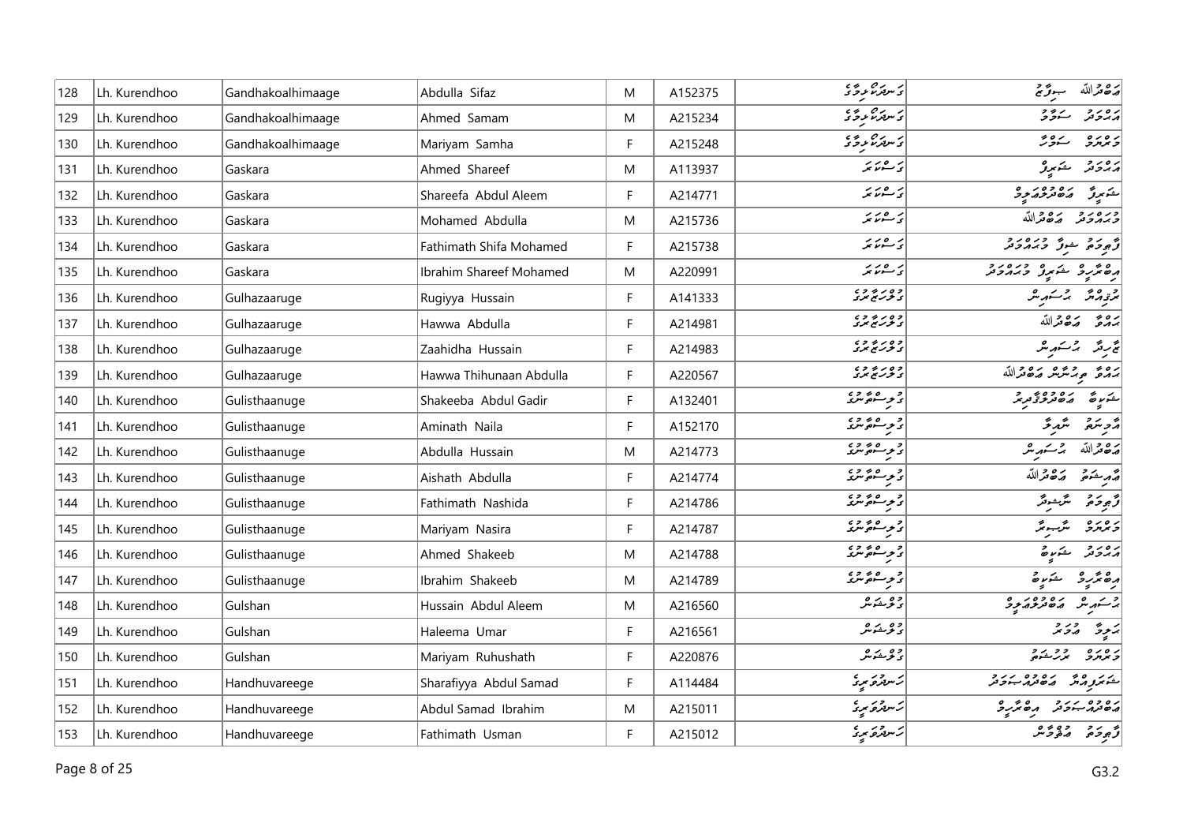| 128 | Lh. Kurendhoo | Gandhakoalhimaage | Abdulla Sifaz | M | A152375 | ގަނދަކޮޅިމާގެ | އަބްދުﷲ ސިފާޒު |
|---|---|---|---|---|---|---|---|
| 129 | Lh. Kurendhoo | Gandhakoalhimaage | Ahmed Samam | M | A215234 | ގަނދަކޮޅިމާގެ | އަހުމަދު ސަމާމު |
| 130 | Lh. Kurendhoo | Gandhakoalhimaage | Mariyam Samha | F | A215248 | ގަނދަކޮޅިމާގެ | މަރިޔަމް ސަމްހާ |
| 131 | Lh. Kurendhoo | Gaskara | Ahmed Shareef | M | A113937 | ގަސްކަރަ | އަހުމަދު ޝަރީފު |
| 132 | Lh. Kurendhoo | Gaskara | Shareefa Abdul Aleem | F | A214771 | ގަސްކަރަ | ޝަރީފާ އަބްދުލްއަލީމު |
| 133 | Lh. Kurendhoo | Gaskara | Mohamed Abdulla | M | A215736 | ގަސްކަރަ | މުހައްމަދު އަބްދުﷲ |
| 134 | Lh. Kurendhoo | Gaskara | Fathimath Shifa Mohamed | F | A215738 | ގަސްކަރަ | ފާތިމަތު ޝިފާ މުހައްމަދު |
| 135 | Lh. Kurendhoo | Gaskara | Ibrahim Shareef Mohamed | M | A220991 | ގަސްކަރަ | އިބްރާހީމް ޝަރީފު މުހައްމަދު |
| 136 | Lh. Kurendhoo | Gulhazaaruge | Rugiyya Hussain | F | A141333 | ގުލްހަޒާރުގެ | ރުގިއްޔާ ހުސައިން |
| 137 | Lh. Kurendhoo | Gulhazaaruge | Hawwa Abdulla | F | A214981 | ގުލްހަޒާރުގެ | ހައްވާ އަބްދުﷲ |
| 138 | Lh. Kurendhoo | Gulhazaaruge | Zaahidha Hussain | F | A214983 | ގުލްހަޒާރުގެ | ޒާހިދާ ހުސައިން |
| 139 | Lh. Kurendhoo | Gulhazaaruge | Hawwa Thihunaan Abdulla | F | A220567 | ގުލްހަޒާރުގެ | ހައްވާ ތިހުނާން އަބްދުﷲ |
| 140 | Lh. Kurendhoo | Gulisthaanuge | Shakeeba Abdul Gadir | F | A132401 | ގުލިސްތާނުގެ | ޝަކީބާ އަބްދުލްޤާދިރު |
| 141 | Lh. Kurendhoo | Gulisthaanuge | Aminath Naila | F | A152170 | ގުލިސްތާނުގެ | އާމިނަތު ނާއިލާ |
| 142 | Lh. Kurendhoo | Gulisthaanuge | Abdulla Hussain | M | A214773 | ގުލިސްތާނުގެ | އަބްދުﷲ ހުސައިން |
| 143 | Lh. Kurendhoo | Gulisthaanuge | Aishath Abdulla | F | A214774 | ގުލިސްތާނުގެ | އާއިޝަތު އަބްދުﷲ |
| 144 | Lh. Kurendhoo | Gulisthaanuge | Fathimath Nashida | F | A214786 | ގުލިސްތާނުގެ | ފާތިމަތު ނާޝިދާ |
| 145 | Lh. Kurendhoo | Gulisthaanuge | Mariyam Nasira | F | A214787 | ގުލިސްތާނުގެ | މަރިޔަމް ނާސިރާ |
| 146 | Lh. Kurendhoo | Gulisthaanuge | Ahmed Shakeeb | M | A214788 | ގުލިސްތާނުގެ | އަހުމަދު ޝަކީބު |
| 147 | Lh. Kurendhoo | Gulisthaanuge | Ibrahim Shakeeb | M | A214789 | ގުލިސްތާނުގެ | އިބްރާހީމް ޝަކީބު |
| 148 | Lh. Kurendhoo | Gulshan | Hussain Abdul Aleem | M | A216560 | ގުލްޝަން | ހުސައިން އަބްދުލްއަލީމު |
| 149 | Lh. Kurendhoo | Gulshan | Haleema Umar | F | A216561 | ގުލްޝަން | ހަލީމާ އުމަރު |
| 150 | Lh. Kurendhoo | Gulshan | Mariyam Ruhushath | F | A220876 | ގުލްޝަން | މަރިޔަމް ރުހުޝަތު |
| 151 | Lh. Kurendhoo | Handhuvareege | Sharafiyya Abdul Samad | F | A114484 | ހަނދުވަރީގެ | ޝަރަފިއްޔާ އަބްދުއްސަމަދު |
| 152 | Lh. Kurendhoo | Handhuvareege | Abdul Samad Ibrahim | M | A215011 | ހަނދުވަރީގެ | އަބްދުއްސަމަދު އިބްރާހީމް |
| 153 | Lh. Kurendhoo | Handhuvareege | Fathimath Usman | F | A215012 | ހަނދުވަރީގެ | ފާތިމަތު އުސްމާން |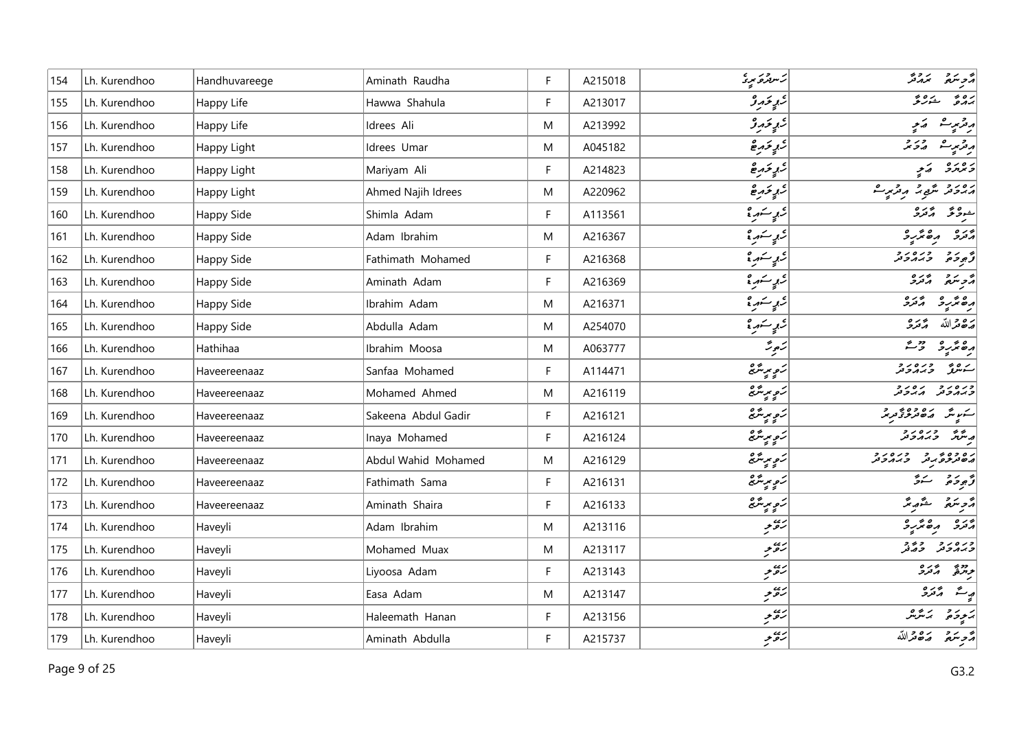| 154 | Lh. Kurendhoo | Handhuvareege | Aminath Raudha | F | A215018 | ހަނދުވަރީގެ | އާމިނަތު ރައުދާ |
|---|---|---|---|---|---|---|---|
| 155 | Lh. Kurendhoo | Happy Life | Hawwa Shahula | F | A213017 | ހެޕީލައިފް | ހައްވާ ޝަހުލާ |
| 156 | Lh. Kurendhoo | Happy Life | Idrees Ali | M | A213992 | ހެޕީލައިފް | އިދްރީސް ޢަލީ |
| 157 | Lh. Kurendhoo | Happy Light | Idrees Umar | M | A045182 | ހެޕީލައިޓް | އިދްރީސް ޢުމަރު |
| 158 | Lh. Kurendhoo | Happy Light | Mariyam Ali | F | A214823 | ހެޕީލައިޓް | މަރިޔަމް ޢަލީ |
| 159 | Lh. Kurendhoo | Happy Light | Ahmed Najih Idrees | M | A220962 | ހެޕީލައިޓް | އަޙްމަދު ނާޖިހު އިދްރީސް |
| 160 | Lh. Kurendhoo | Happy Side | Shimla Adam | F | A113561 | ހެޕީސައިޑް | ޝިމްލާ އާދަމް |
| 161 | Lh. Kurendhoo | Happy Side | Adam Ibrahim | M | A216367 | ހެޕީސައިޑް | އާދަމް އިބްރާހީމް |
| 162 | Lh. Kurendhoo | Happy Side | Fathimath Mohamed | F | A216368 | ހެޕީސައިޑް | ފާތިމަތު މުޙައްމަދު |
| 163 | Lh. Kurendhoo | Happy Side | Aminath Adam | F | A216369 | ހެޕީސައިޑް | އާމިނަތު އާދަމް |
| 164 | Lh. Kurendhoo | Happy Side | Ibrahim Adam | M | A216371 | ހެޕީސައިޑް | އިބްރާހީމް އާދަމް |
| 165 | Lh. Kurendhoo | Happy Side | Abdulla Adam | M | A254070 | ހެޕީސައިޑް | ޢަބްދުﷲ އާދަމް |
| 166 | Lh. Kurendhoo | Hathihaa | Ibrahim Moosa | M | A063777 | ހަތިހާ | އިބްރާހީމް މޫސާ |
| 167 | Lh. Kurendhoo | Haveereenaaz | Sanfaa Mohamed | F | A114471 | ހަވީރީނާޒް | ސަންފާ މުޙައްމަދު |
| 168 | Lh. Kurendhoo | Haveereenaaz | Mohamed Ahmed | M | A216119 | ހަވީރީނާޒް | މުޙައްމަދު އަޙްމަދު |
| 169 | Lh. Kurendhoo | Haveereenaaz | Sakeena Abdul Gadir | F | A216121 | ހަވީރީނާޒް | ސަކީނާ ޢަބްދުލްޤާދިރު |
| 170 | Lh. Kurendhoo | Haveereenaaz | Inaya Mohamed | F | A216124 | ހަވީރީނާޒް | އިނާޔާ މުޙައްމަދު |
| 171 | Lh. Kurendhoo | Haveereenaaz | Abdul Wahid Mohamed | M | A216129 | ހަވީރީނާޒް | ޢަބްދުލްވާޙިދު މުޙައްމަދު |
| 172 | Lh. Kurendhoo | Haveereenaaz | Fathimath Sama | F | A216131 | ހަވީރީނާޒް | ފާތިމަތު ސަމާ |
| 173 | Lh. Kurendhoo | Haveereenaaz | Aminath Shaira | F | A216133 | ހަވީރީނާޒް | އާމިނަތު ޝާއިރާ |
| 174 | Lh. Kurendhoo | Haveyli | Adam Ibrahim | M | A213116 | ހަވේލި | އާދަމް އިބްރާހީމް |
| 175 | Lh. Kurendhoo | Haveyli | Mohamed Muax | M | A213117 | ހަވේލި | މުޙައްމަދު މުޢާޛު |
| 176 | Lh. Kurendhoo | Haveyli | Liyoosa Adam | F | A213143 | ހަވේލި | ލިޔޫސާ އާދަމް |
| 177 | Lh. Kurendhoo | Haveyli | Easa Adam | M | A213147 | ހަވේލި | ޢީސާ އާދަމް |
| 178 | Lh. Kurendhoo | Haveyli | Haleemath Hanan | F | A213156 | ހަވේލި | ހަލީމަތު ހަނާން |
| 179 | Lh. Kurendhoo | Haveyli | Aminath Abdulla | F | A215737 | ހަވޭލި | އާމިނަތު ޢަބްދުﷲ |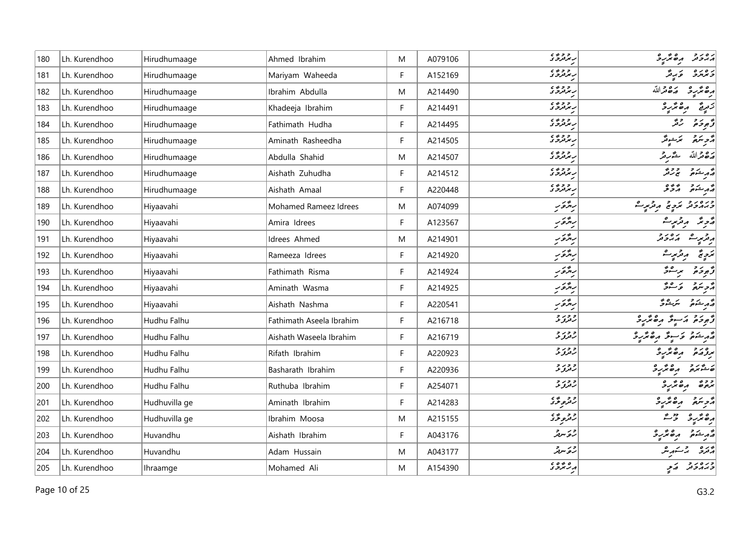| 180 | Lh. Kurendhoo | Hirudhumaage | Ahmed Ibrahim | M | A079106 | ހިރުދުމާގެ | އަހުމަދު އިބްރާހީމް |
|---|---|---|---|---|---|---|---|
| 181 | Lh. Kurendhoo | Hirudhumaage | Mariyam Waheeda | F | A152169 | ހިރުދުމާގެ | މަރިޔަމް ވަހީދާ |
| 182 | Lh. Kurendhoo | Hirudhumaage | Ibrahim Abdulla | M | A214490 | ހިރުދުމާގެ | އިބްރާހީމް އަބްދުﷲ |
| 183 | Lh. Kurendhoo | Hirudhumaage | Khadeeja Ibrahim | F | A214491 | ހިރުދުމާގެ | ޚަދީޖާ އިބްރާހީމް |
| 184 | Lh. Kurendhoo | Hirudhumaage | Fathimath Hudha | F | A214495 | ހިރުދުމާގެ | ފާތިމަތު ހުދާ |
| 185 | Lh. Kurendhoo | Hirudhumaage | Aminath Rasheedha | F | A214505 | ހިރުދުމާގެ | އާމިނަތު ރަޝީދާ |
| 186 | Lh. Kurendhoo | Hirudhumaage | Abdulla Shahid | M | A214507 | ހިރުދުމާގެ | އަބްދުﷲ ޝާހިދު |
| 187 | Lh. Kurendhoo | Hirudhumaage | Aishath Zuhudha | F | A214512 | ހިރުދުމާގެ | އާއިޝަތު ޒުހުދާ |
| 188 | Lh. Kurendhoo | Hirudhumaage | Aishath Amaal | F | A220448 | ހިރުދުމާގެ | އާއިޝަތު އަމާލް |
| 189 | Lh. Kurendhoo | Hiyaavahi | Mohamed Rameez Idrees | M | A074099 | ހިޔާވަހި | މުހައްމަދު ރަމީޒު އިދުރީސް |
| 190 | Lh. Kurendhoo | Hiyaavahi | Amira Idrees | F | A123567 | ހިޔާވަހި | އާމިރާ އިދުރީސް |
| 191 | Lh. Kurendhoo | Hiyaavahi | Idrees Ahmed | M | A214901 | ހިޔާވަހި | އިދުރީސް އަހުމަދު |
| 192 | Lh. Kurendhoo | Hiyaavahi | Rameeza Idrees | F | A214920 | ހިޔާވަހި | ރަމީޒާ އިދުރީސް |
| 193 | Lh. Kurendhoo | Hiyaavahi | Fathimath Risma | F | A214924 | ހިޔާވަހި | ފާތިމަތު ރިސްމާ |
| 194 | Lh. Kurendhoo | Hiyaavahi | Aminath Wasma | F | A214925 | ހިޔާވަހި | އާމިނަތު ވަސްމާ |
| 195 | Lh. Kurendhoo | Hiyaavahi | Aishath Nashma | F | A220541 | ހިޔާވަހި | އާއިޝަތު ނަޝްމާ |
| 196 | Lh. Kurendhoo | Hudhu Falhu | Fathimath Aseela Ibrahim | F | A216718 | ހުދުފަޅު | ފާތިމަތު އަސީލާ އިބްރާހީމް |
| 197 | Lh. Kurendhoo | Hudhu Falhu | Aishath Waseela Ibrahim | F | A216719 | ހުދުފަޅު | އާއިޝަތު ވަސީލާ އިބްރާހީމް |
| 198 | Lh. Kurendhoo | Hudhu Falhu | Rifath Ibrahim | F | A220923 | ހުދުފަޅު | ރިފްއަތު އިބްރާހީމް |
| 199 | Lh. Kurendhoo | Hudhu Falhu | Basharath Ibrahim | F | A220936 | ހުދުފަޅު | ބަޝަރަތު އިބްރާހީމް |
| 200 | Lh. Kurendhoo | Hudhu Falhu | Ruthuba Ibrahim | F | A254071 | ހުދުފަޅު | ރުތުބާ އިބްރާހީމް |
| 201 | Lh. Kurendhoo | Hudhuvilla ge | Aminath Ibrahim | F | A214283 | ހުދުވިލާގެ | އާމިނަތު އިބްރާހީމް |
| 202 | Lh. Kurendhoo | Hudhuvilla ge | Ibrahim Moosa | M | A215155 | ހުދުވިލާގެ | އިބްރާހީމް މޫސާ |
| 203 | Lh. Kurendhoo | Huvandhu | Aishath Ibrahim | F | A043176 | ހުވަނދު | އާއިޝަތު އިބްރާހީމް |
| 204 | Lh. Kurendhoo | Huvandhu | Adam Hussain | M | A043177 | ހުވަނދު | އާދަމް ހުސައިން |
| 205 | Lh. Kurendhoo | Ihraamge | Mohamed Ali | M | A154390 | އިހްރާމްގެ | މުހައްމަދު އަލި |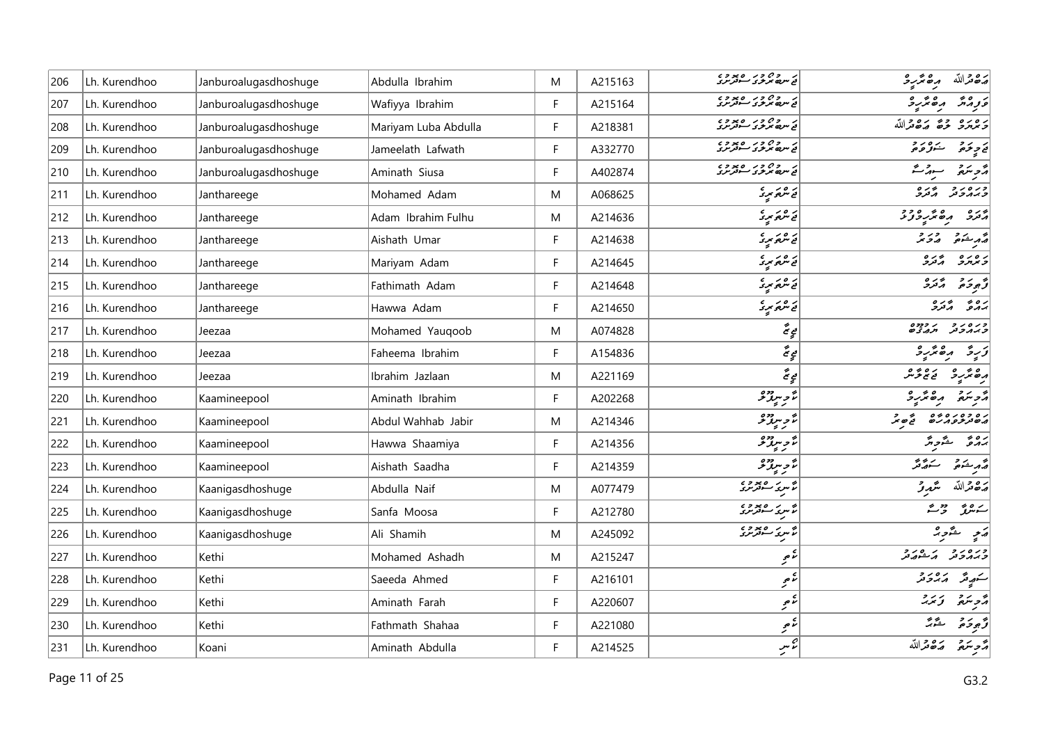| 206 | Lh. Kurendhoo | Janburoalugasdhoshuge | Abdulla Ibrahim | M | A215163 | ޖަނބުރޯޅުގަސްދޮށުގެ | އަބްދުﷲ އިބްރާހީމް |
|---|---|---|---|---|---|---|---|
| 207 | Lh. Kurendhoo | Janburoalugasdhoshuge | Wafiyya Ibrahim | F | A215164 | ޖަނބުރޯޅުގަސްދޮށުގެ | ވަފިއްޔާ އިބްރާހީމް |
| 208 | Lh. Kurendhoo | Janburoalugasdhoshuge | Mariyam Luba Abdulla | F | A218381 | ޖަނބުރޯޅުގަސްދޮށުގެ | މަރިޔަމް ލުބާ އަބްދުﷲ |
| 209 | Lh. Kurendhoo | Janburoalugasdhoshuge | Jameelath Lafwath | F | A332770 | ޖަނބުރޯޅުގަސްދޮށުގެ | ޖަމީލަތު ލަފްވަތު |
| 210 | Lh. Kurendhoo | Janburoalugasdhoshuge | Aminath Siusa | F | A402874 | ޖަނބުރޯޅުގަސްދޮށުގެ | އާމިނަތު ސިއުސާ |
| 211 | Lh. Kurendhoo | Janthareege | Mohamed Adam | M | A068625 | ޖަންތަރީގެ | މުހައްމަދު އާދަމް |
| 212 | Lh. Kurendhoo | Janthareege | Adam Ibrahim Fulhu | M | A214636 | ޖަންތަރީގެ | އާދަމް އިބްރާހީމްފުޅު |
| 213 | Lh. Kurendhoo | Janthareege | Aishath Umar | F | A214638 | ޖަންތަރީގެ | އައިށަތު އުމަރު |
| 214 | Lh. Kurendhoo | Janthareege | Mariyam Adam | F | A214645 | ޖަންތަރީގެ | މަރިޔަމް އާދަމް |
| 215 | Lh. Kurendhoo | Janthareege | Fathimath Adam | F | A214648 | ޖަންތަރީގެ | ފާތިމަތު އާދަމް |
| 216 | Lh. Kurendhoo | Janthareege | Hawwa Adam | F | A214650 | ޖަންތަރީގެ | ހައްވާ އާދަމް |
| 217 | Lh. Kurendhoo | Jeezaa | Mohamed Yauqoob | M | A074828 | ޖީޒާ | މުހައްމަދު ޔައުޤޫބު |
| 218 | Lh. Kurendhoo | Jeezaa | Faheema Ibrahim | F | A154836 | ޖީޒާ | ފަހީމާ އިބްރާހީމް |
| 219 | Lh. Kurendhoo | Jeezaa | Ibrahim Jazlaan | M | A221169 | ޖީޒާ | އިބްރާހީމް ޖަޒްލާން |
| 220 | Lh. Kurendhoo | Kaamineepool | Aminath Ibrahim | F | A202268 | ކާމިނީޕޫލް | އާމިނަތު އިބްރާހީމް |
| 221 | Lh. Kurendhoo | Kaamineepool | Abdul Wahhab Jabir | M | A214346 | ކާމިނީޕޫލް | އަބްދުލްވައްހާބް ޖާބިރު |
| 222 | Lh. Kurendhoo | Kaamineepool | Hawwa Shaamiya | F | A214356 | ކާމިނީޕޫލް | ހައްވާ ޝާމިޔާ |
| 223 | Lh. Kurendhoo | Kaamineepool | Aishath Saadha | F | A214359 | ކާމިނީޕޫލް | އައިށަތު ސައުދާ |
| 224 | Lh. Kurendhoo | Kaanigasdhoshuge | Abdulla Naif | M | A077479 | ކާނިގަސްދޮށުގެ | އަބްދުﷲ ނާއިފް |
| 225 | Lh. Kurendhoo | Kaanigasdhoshuge | Sanfa Moosa | F | A212780 | ކާނިގަސްދޮށުގެ | ސަންފާ މޫސާ |
| 226 | Lh. Kurendhoo | Kaanigasdhoshuge | Ali Shamih | M | A245092 | ކާނިގަސްދޮށުގެ | އަލި ޝާމިހް |
| 227 | Lh. Kurendhoo | Kethi | Mohamed Ashadh | M | A215247 | ކެތި | މުހައްމަދު އަޝްޝާދު |
| 228 | Lh. Kurendhoo | Kethi | Saeeda Ahmed | F | A216101 | ކެތި | ސަޢީދާ އަހްމަދު |
| 229 | Lh. Kurendhoo | Kethi | Aminath Farah | F | A220607 | ކެތި | އާމިނަތު ފަރަހް |
| 230 | Lh. Kurendhoo | Kethi | Fathmath Shahaa | F | A221080 | ކެތި | ފާތިމަތު ޝަހާ |
| 231 | Lh. Kurendhoo | Koani | Aminath Abdulla | F | A214525 | ކޯނި | އާމިނަތު އަބްދުﷲ |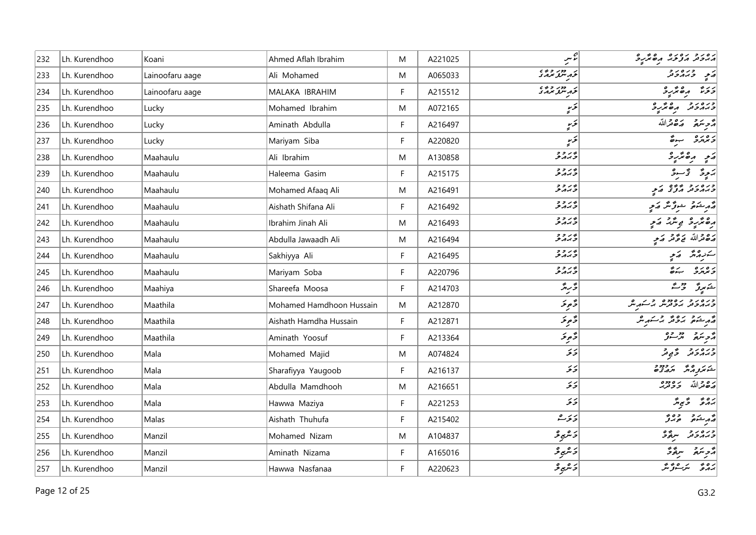| 232 | Lh. Kurendhoo | Koani | Ahmed Aflah Ibrahim | M | A221025 | ކޯނި | އަހުމަދު އަފްލަހް އިބްރާހީމް |
|---|---|---|---|---|---|---|---|
| 233 | Lh. Kurendhoo | Lainoofaru aage | Ali Mohamed | M | A065033 | ލައިނޫފަރު އާގެ | އަލި މުހައްމަދު |
| 234 | Lh. Kurendhoo | Lainoofaru aage | MALAKA IBRAHIM | F | A215512 | ލައިނޫފަރު އާގެ | މަލަކާ އިބްރާހީމް |
| 235 | Lh. Kurendhoo | Lucky | Mohamed Ibrahim | M | A072165 | ލަކީ | މުހައްމަދު އިބްރާހީމް |
| 236 | Lh. Kurendhoo | Lucky | Aminath Abdulla | F | A216497 | ލަކީ | އާމިނަތު އަބްދުﷲ |
| 237 | Lh. Kurendhoo | Lucky | Mariyam Siba | F | A220820 | ލަކީ | މަރިޔަމް ސިބާ |
| 238 | Lh. Kurendhoo | Maahaulu | Ali Ibrahim | M | A130858 | މާހައުލު | އަލި އިބްރާހީމް |
| 239 | Lh. Kurendhoo | Maahaulu | Haleema Gasim | F | A215175 | މާހައުލު | ހަލީމާ ގާސިމް |
| 240 | Lh. Kurendhoo | Maahaulu | Mohamed Afaaq Ali | M | A216491 | މާހައުލު | މުހައްމަދު އަފާގު އަލި |
| 241 | Lh. Kurendhoo | Maahaulu | Aishath Shifana Ali | F | A216492 | މާހައުލު | އާއިޝަތު ޝިފާނާ އަލި |
| 242 | Lh. Kurendhoo | Maahaulu | Ibrahim Jinah Ali | M | A216493 | މާހައުލު | އިބްރާހީމް ޖިނާހް އަލި |
| 243 | Lh. Kurendhoo | Maahaulu | Abdulla Jawaadh Ali | M | A216494 | މާހައުލު | އަބްދުﷲ ޖަވާދު އަލި |
| 244 | Lh. Kurendhoo | Maahaulu | Sakhiyya Ali | F | A216495 | މާހައުލު | ސަޚިއްޔާ އަލި |
| 245 | Lh. Kurendhoo | Maahaulu | Mariyam Soba | F | A220796 | މާހައުލު | މަރިޔަމް ސަބާ |
| 246 | Lh. Kurendhoo | Maahiya | Shareefa Moosa | F | A214703 | މާހިޔާ | ޝަރީފާ މޫސާ |
| 247 | Lh. Kurendhoo | Maathila | Mohamed Hamdhoon Hussain | M | A212870 | މާތިލަ | މުހައްމަދު ހަމްދޫން ހުސައިން |
| 248 | Lh. Kurendhoo | Maathila | Aishath Hamdha Hussain | F | A212871 | މާތިލަ | އާއިޝަތު ހަމްދާ ހުސައިން |
| 249 | Lh. Kurendhoo | Maathila | Aminath Yoosuf | F | A213364 | މާތިލަ | އާމިނަތު ޔޫސުފް |
| 250 | Lh. Kurendhoo | Mala | Mohamed Majid | M | A074824 | މަލަ | މުހައްމަދު މާޖިދު |
| 251 | Lh. Kurendhoo | Mala | Sharafiyya Yaugoob | F | A216137 | މަލަ | ޝަރަފިއްޔާ ޔައުގޫބު |
| 252 | Lh. Kurendhoo | Mala | Abdulla Mamdhooh | M | A216651 | މަލަ | އަބްދުﷲ މަމްދޫހު |
| 253 | Lh. Kurendhoo | Mala | Hawwa Maziya | F | A221253 | މަލަ | ހައްވާ މާޒިޔާ |
| 254 | Lh. Kurendhoo | Malas | Aishath Thuhufa | F | A215402 | މަލަސް | އާއިޝަތު ތުހުފާ |
| 255 | Lh. Kurendhoo | Manzil | Mohamed Nizam | M | A104837 | މަންޒިލް | މުހައްމަދު ނިޒާމް |
| 256 | Lh. Kurendhoo | Manzil | Aminath Nizama | F | A165016 | މަންޒިލް | އާމިނަތު ނިޒާމާ |
| 257 | Lh. Kurendhoo | Manzil | Hawwa Nasfanaa | F | A220623 | މަންޒިލް | ހައްވާ ނަސްފަނާ |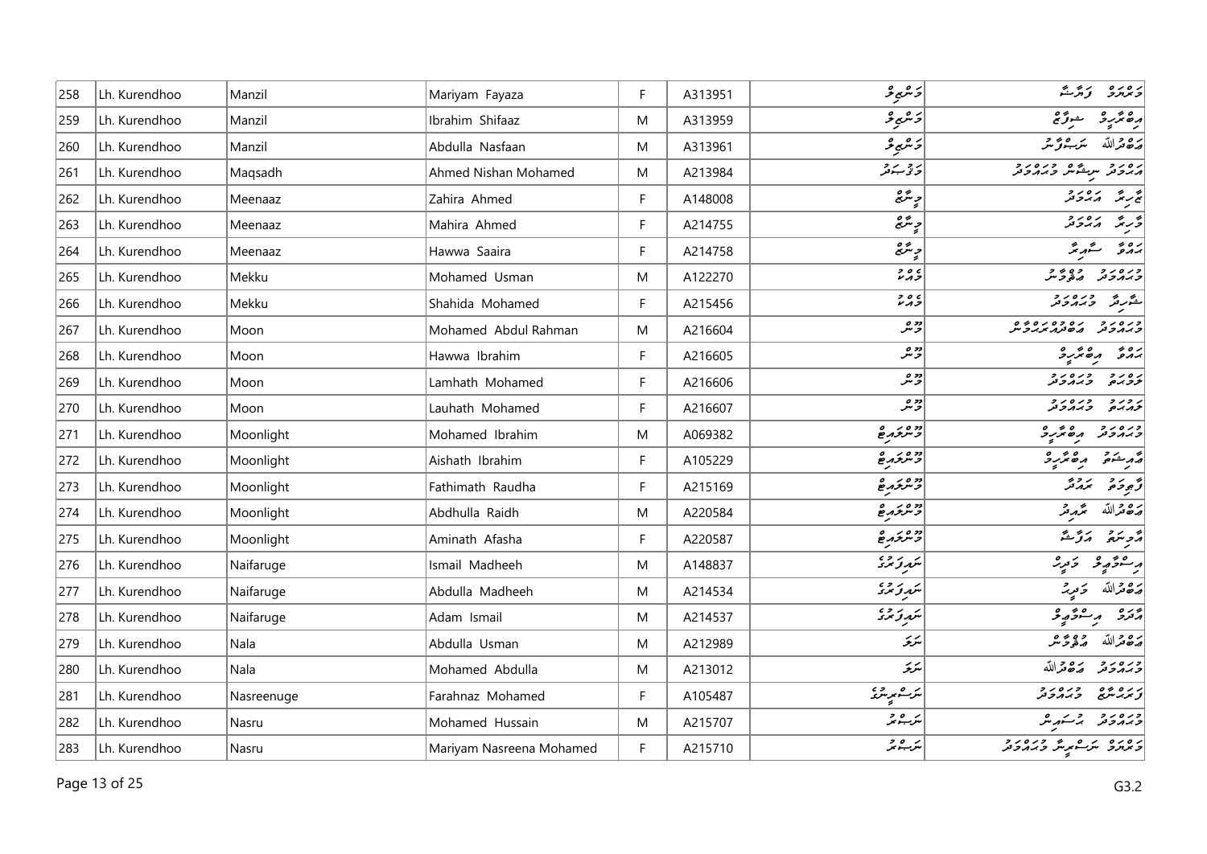| 258 | Lh. Kurendhoo | Manzil | Mariyam Fayaza | F | A313951 | ވަންޒިލް | މަރިޔަމް ފަޔާޒާ |
|---|---|---|---|---|---|---|---|
| 259 | Lh. Kurendhoo | Manzil | Ibrahim Shifaaz | M | A313959 | ވަންޒިލް | އިބްރާހީމް ޝިފާޒް |
| 260 | Lh. Kurendhoo | Manzil | Abdulla Nasfaan | M | A313961 | ވަންޒިލް | އަބްދުﷲ ނަސްފާން |
| 261 | Lh. Kurendhoo | Maqsadh | Ahmed Nishan Mohamed | M | A213984 | މަޤްސަދު | އަޙްމަދު ނިޝާން މުޙައްމަދު |
| 262 | Lh. Kurendhoo | Meenaaz | Zahira Ahmed | F | A148008 | މީނާޒް | ޒާހިރާ އަޙްމަދު |
| 263 | Lh. Kurendhoo | Meenaaz | Mahira Ahmed | F | A214755 | މީނާޒް | މާހިރާ އަޙްމަދު |
| 264 | Lh. Kurendhoo | Meenaaz | Hawwa Saaira | F | A214758 | މީނާޒް | ޙައްވާ ސާއިރާ |
| 265 | Lh. Kurendhoo | Mekku | Mohamed Usman | M | A122270 | މެއްކު | މުޙައްމަދު އުސްމާން |
| 266 | Lh. Kurendhoo | Mekku | Shahida Mohamed | F | A215456 | މެއްކު | ޝާހިދާ މުޙައްމަދު |
| 267 | Lh. Kurendhoo | Moon | Mohamed Abdul Rahman | M | A216604 | މޫން | މުޙައްމަދު އަބްދުއްރަޙްމާން |
| 268 | Lh. Kurendhoo | Moon | Hawwa Ibrahim | F | A216605 | މޫން | ޙައްވާ އިބްރާހީމް |
| 269 | Lh. Kurendhoo | Moon | Lamhath Mohamed | F | A216606 | މޫން | ލަމްހަތު މުޙައްމަދު |
| 270 | Lh. Kurendhoo | Moon | Lauhath Mohamed | F | A216607 | މޫން | ލައުހަތު މުޙައްމަދު |
| 271 | Lh. Kurendhoo | Moonlight | Mohamed Ibrahim | M | A069382 | މޫންލައިޓް | މުޙައްމަދު އިބްރާހީމް |
| 272 | Lh. Kurendhoo | Moonlight | Aishath Ibrahim | F | A105229 | މޫންލައިޓް | އާއިޝަތު އިބްރާހީމް |
| 273 | Lh. Kurendhoo | Moonlight | Fathimath Raudha | F | A215169 | މޫންލައިޓް | ފާތިމަތު ރައުދާ |
| 274 | Lh. Kurendhoo | Moonlight | Abdhulla Raidh | M | A220584 | މޫންލައިޓް | އަބްދުﷲ ރާއިދު |
| 275 | Lh. Kurendhoo | Moonlight | Aminath Afasha | F | A220587 | މޫންލައިޓް | އާމިނަތު އަފާޝާ |
| 276 | Lh. Kurendhoo | Naifaruge | Ismail Madheeh | M | A148837 | ނައިފަރުގެ | އިސްމާއީލް މަދީހް |
| 277 | Lh. Kurendhoo | Naifaruge | Abdulla Madheeh | M | A214534 | ނައިފަރުގެ | އަބްދުﷲ މަދީހް |
| 278 | Lh. Kurendhoo | Naifaruge | Adam Ismail | M | A214537 | ނައިފަރުގެ | އާދަމް އިސްމާއީލް |
| 279 | Lh. Kurendhoo | Nala | Abdulla Usman | M | A212989 | ނަލަ | އަބްދުﷲ އުސްމާން |
| 280 | Lh. Kurendhoo | Nala | Mohamed Abdulla | M | A213012 | ނަލަ | މުޙައްމަދު އަބްދުﷲ |
| 281 | Lh. Kurendhoo | Nasreenuge | Farahnaz Mohamed | F | A105487 | ނަސްރީނުގެ | ފަރަހްނާޒް މުޙައްމަދު |
| 282 | Lh. Kurendhoo | Nasru | Mohamed Hussain | M | A215707 | ނަސްރު | މުޙައްމަދު ހުސައިން |
| 283 | Lh. Kurendhoo | Nasru | Mariyam Nasreena Mohamed | F | A215710 | ނަސްރު | މަރިޔަމް ނަސްރީނާ މުޙައްމަދު |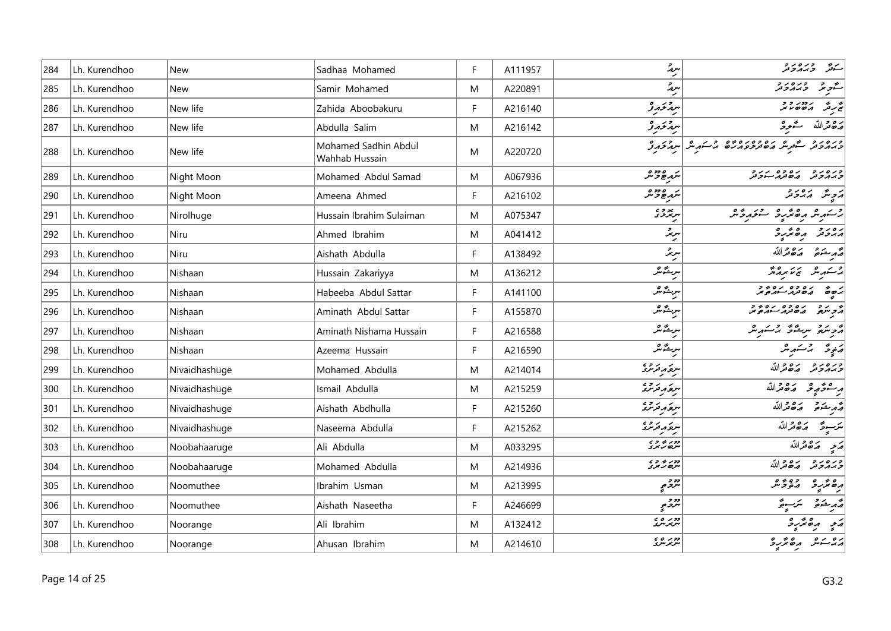| 284 | Lh. Kurendhoo | New | Sadhaa Mohamed | F | A111957 | سِرُ | سَدُّ وَبَرْدُونْ |
|---|---|---|---|---|---|---|---|
| 285 | Lh. Kurendhoo | New | Samir Mohamed | M | A220891 | سِرُ | سَّوِيْرُ وَبَرْدُونْ |
| 286 | Lh. Kurendhoo | New life | Zahida Aboobakuru | F | A216140 | سِرُ دَرِوْ | ݜَرِدَّ رَصْصَدَرَ |
| 287 | Lh. Kurendhoo | New life | Abdulla Salim | M | A216142 | سِرُ دَرِوْ | رَصْوْرُاللّهِ سَّوِوْ |
| 288 | Lh. Kurendhoo | New life | Mohamed Sadhin Abdul Wahhab Hussain | M | A220720 | سِرُ دَرِوْ | وَبَرْدُونْ سَّوِرِسْ رَصْوْرُدُوْرُدُّصْ بُرْسَوِرِسْ |
| 289 | Lh. Kurendhoo | Night Moon | Mohamed Abdul Samad | M | A067936 | سَرِعِ دُوْسْ | وَبَرْدُونْ رَصْوْرُرْ سَدَوْ |
| 290 | Lh. Kurendhoo | Night Moon | Ameena Ahmed | F | A216102 | سَرِعِ دُوْسْ | رَوِسَّ رَبْرُونْ |
| 291 | Lh. Kurendhoo | Nirolhuge | Hussain Ibrahim Sulaiman | M | A075347 | سِرِدُوْدُوْ | بُرْسَوِرِسْ رِصْتَرُرِوْ سُوْرَرِوَّسْ |
| 292 | Lh. Kurendhoo | Niru | Ahmed Ibrahim | M | A041412 | سِرُ | رَبْرُونْ رِصْتَرُرِوْ |
| 293 | Lh. Kurendhoo | Niru | Aishath Abdulla | F | A138492 | سِرُ | رَّرِشَوْ رَصْوْرُاللّهِ |
| 294 | Lh. Kurendhoo | Nishaan | Hussain Zakariyya | M | A136212 | سِرِشَّسْ | بُرْسَوِرِسْ یَرَوَرِرْرِ |
| 295 | Lh. Kurendhoo | Nishaan | Habeeba Abdul Sattar | F | A141100 | سِرِشَّسْ | بَصِصَّ رَصْوْرُرْ سَرْرُوْرُ |
| 296 | Lh. Kurendhoo | Nishaan | Aminath Abdul Sattar | F | A155870 | سِرِشَّسْ | رَّوِسَرْ رَصْوْرُرْ سَرْرُوْرُ |
| 297 | Lh. Kurendhoo | Nishaan | Aminath Nishama Hussain | F | A216588 | سِرِشَّسْ | رَّوِسَرْ سِرِشَّوَّ بُرْسَوِرِسْ |
| 298 | Lh. Kurendhoo | Nishaan | Azeema Hussain | F | A216590 | سِرِشَّسْ | رَبِوِرَ بُرْسَوِرِسْ |
| 299 | Lh. Kurendhoo | Nivaidhashuge | Mohamed Abdulla | M | A214014 | سِرَوَرِتَرْدُوْ | وَبَرْدُونْ رَصْوْرُاللّهِ |
| 300 | Lh. Kurendhoo | Nivaidhashuge | Ismail Abdulla | M | A215259 | سِرَوَرِتَرْدُوْ | رِسْتَوَّرِوْ رَصْوْرُاللّهِ |
| 301 | Lh. Kurendhoo | Nivaidhashuge | Aishath Abdhulla | F | A215260 | سِرَوَرِتَرْدُوْ | رَّرِشَوْ رَصْوْرُاللّهِ |
| 302 | Lh. Kurendhoo | Nivaidhashuge | Naseema Abdulla | F | A215262 | سِرَوَرِتَرْدُوْ | سَرَسِوَّ رَصْوْرُاللّهِ |
| 303 | Lh. Kurendhoo | Noobahaaruge | Ali Abdulla | M | A033295 | سُرْصَرُتَرُدُوْ | رَوِ رَصْوْرُاللّهِ |
| 304 | Lh. Kurendhoo | Noobahaaruge | Mohamed Abdulla | M | A214936 | سُرْصَرُتَرُدُوْ | وَبَرْدُونْ رَصْوْرُاللّهِ |
| 305 | Lh. Kurendhoo | Noomuthee | Ibrahim Usman | M | A213995 | سُرْدُوِ | رِصْتَرُرِوْ رُصْوَّسْ |
| 306 | Lh. Kurendhoo | Noomuthee | Aishath Naseetha | F | A246699 | سُرْدُوِ | رَّرِشَوْ سَرَسِوَّ |
| 307 | Lh. Kurendhoo | Noorange | Ali Ibrahim | M | A132412 | سُرْسَرْدُوْ | رَوِ رِصْتَرُرِوْ |
| 308 | Lh. Kurendhoo | Noorange | Ahusan Ibrahim | M | A214610 | سُرْسَرْدُوْ | رَبْرُسَرْ رِصْتَرُرِوْ |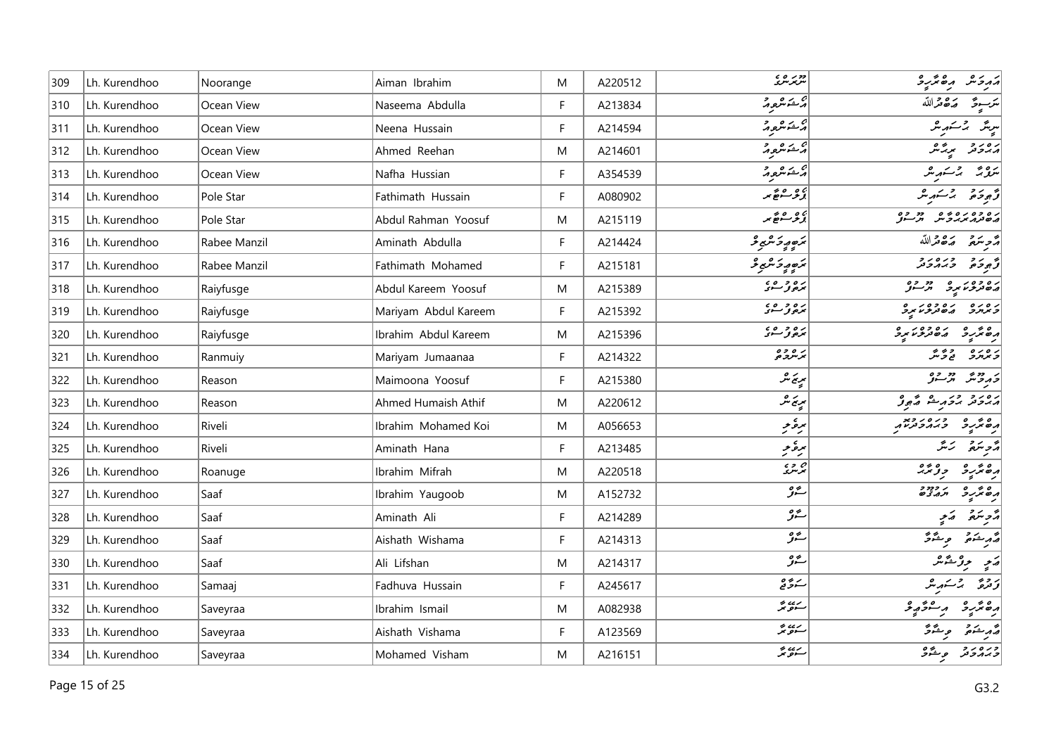| 309 | Lh. Kurendhoo | Noorange | Aiman Ibrahim | M | A220512 | ނޫރަންޖު | އައިމަން އިބްރާހީމް |
|---|---|---|---|---|---|---|---|
| 310 | Lh. Kurendhoo | Ocean View | Naseema Abdulla | F | A213834 | އޯޝަންވިއު | ނަސީމާ އަބްދުﷲ |
| 311 | Lh. Kurendhoo | Ocean View | Neena Hussain | F | A214594 | އޯޝަންވިއު | ނީނާ ހުސައިން |
| 312 | Lh. Kurendhoo | Ocean View | Ahmed Reehan | M | A214601 | އޯޝަންވިއު | އަހްމަދު ރީހާން |
| 313 | Lh. Kurendhoo | Ocean View | Nafha Hussian | F | A354539 | އޯޝަންވިއު | ނަފްހާ ހުސައިން |
| 314 | Lh. Kurendhoo | Pole Star | Fathimath Hussain | F | A080902 | ޕޯލްސްޓާރ | ފާތިމަތު ހުސައިން |
| 315 | Lh. Kurendhoo | Pole Star | Abdul Rahman Yoosuf | M | A215119 | ޕޯލްސްޓާރ | އަބްދުއްރަޙްމާން ޔޫސުފް |
| 316 | Lh. Kurendhoo | Rabee Manzil | Aminath Abdulla | F | A214424 | ރަބީމަންޒިލް | އާމިނަތު އަބްދުﷲ |
| 317 | Lh. Kurendhoo | Rabee Manzil | Fathimath Mohamed | F | A215181 | ރަބީމަންޒިލް | ފާތިމަތު މުޙައްމަދު |
| 318 | Lh. Kurendhoo | Raiyfusge | Abdul Kareem Yoosuf | M | A215389 | ރެއިފުސްގެ | އަބްދުލްކަރީމް ޔޫސުފް |
| 319 | Lh. Kurendhoo | Raiyfusge | Mariyam Abdul Kareem | F | A215392 | ރެއިފުސްގެ | މަރިޔަމް އަބްދުލްކަރީމް |
| 320 | Lh. Kurendhoo | Raiyfusge | Ibrahim Abdul Kareem | M | A215396 | ރެއިފުސްގެ | އިބްރާހީމް އަބްދުލްކަރީމް |
| 321 | Lh. Kurendhoo | Ranmuiy | Mariyam Jumaanaa | F | A214322 | ރަންމުއި | މަރިޔަމް ޖުމާނާ |
| 322 | Lh. Kurendhoo | Reason | Maimoona Yoosuf | F | A215380 | ރީޒަން | މައިމޫނާ ޔޫސުފް |
| 323 | Lh. Kurendhoo | Reason | Ahmed Humaish Athif | M | A220612 | ރީޒަން | އަހްމަދު ހުމައިޝް އާތިފް |
| 324 | Lh. Kurendhoo | Riveli | Ibrahim Mohamed Koi | M | A056653 | ރިވެލި | އިބްރާހީމް މުޙައްމަދުކޮއި |
| 325 | Lh. Kurendhoo | Riveli | Aminath Hana | F | A213485 | ރިވެލި | އާމިނަތު ހަނާ |
| 326 | Lh. Kurendhoo | Roanuge | Ibrahim Mifrah | M | A220518 | ރޯނުގެ | އިބްރާހީމް މިފްރާހް |
| 327 | Lh. Kurendhoo | Saaf | Ibrahim Yaugoob | M | A152732 | ސާފު | އިބްރާހީމް ޔަޢުޤޫބު |
| 328 | Lh. Kurendhoo | Saaf | Aminath Ali | F | A214289 | ސާފު | އާމިނަތު ޢަލީ |
| 329 | Lh. Kurendhoo | Saaf | Aishath Wishama | F | A214313 | ސާފު | ޢާއިޝަތު ވިޝާމާ |
| 330 | Lh. Kurendhoo | Saaf | Ali Lifshan | M | A214317 | ސާފު | ޢަލީ ލިފްޝާން |
| 331 | Lh. Kurendhoo | Samaaj | Fadhuva Hussain | F | A245617 | ސަމާޖު | ފަދުވާ ހުސައިން |
| 332 | Lh. Kurendhoo | Saveyraa | Ibrahim Ismail | M | A082938 | ސަވޭރާ | އިބްރާހީމް އިސްމާއީލް |
| 333 | Lh. Kurendhoo | Saveyraa | Aishath Vishama | F | A123569 | ސަވޭރާ | ޢާއިޝަތު ވިޝާމާ |
| 334 | Lh. Kurendhoo | Saveyraa | Mohamed Visham | M | A216151 | ސަވޭރާ | މުޙައްމަދު ވިޝާމް |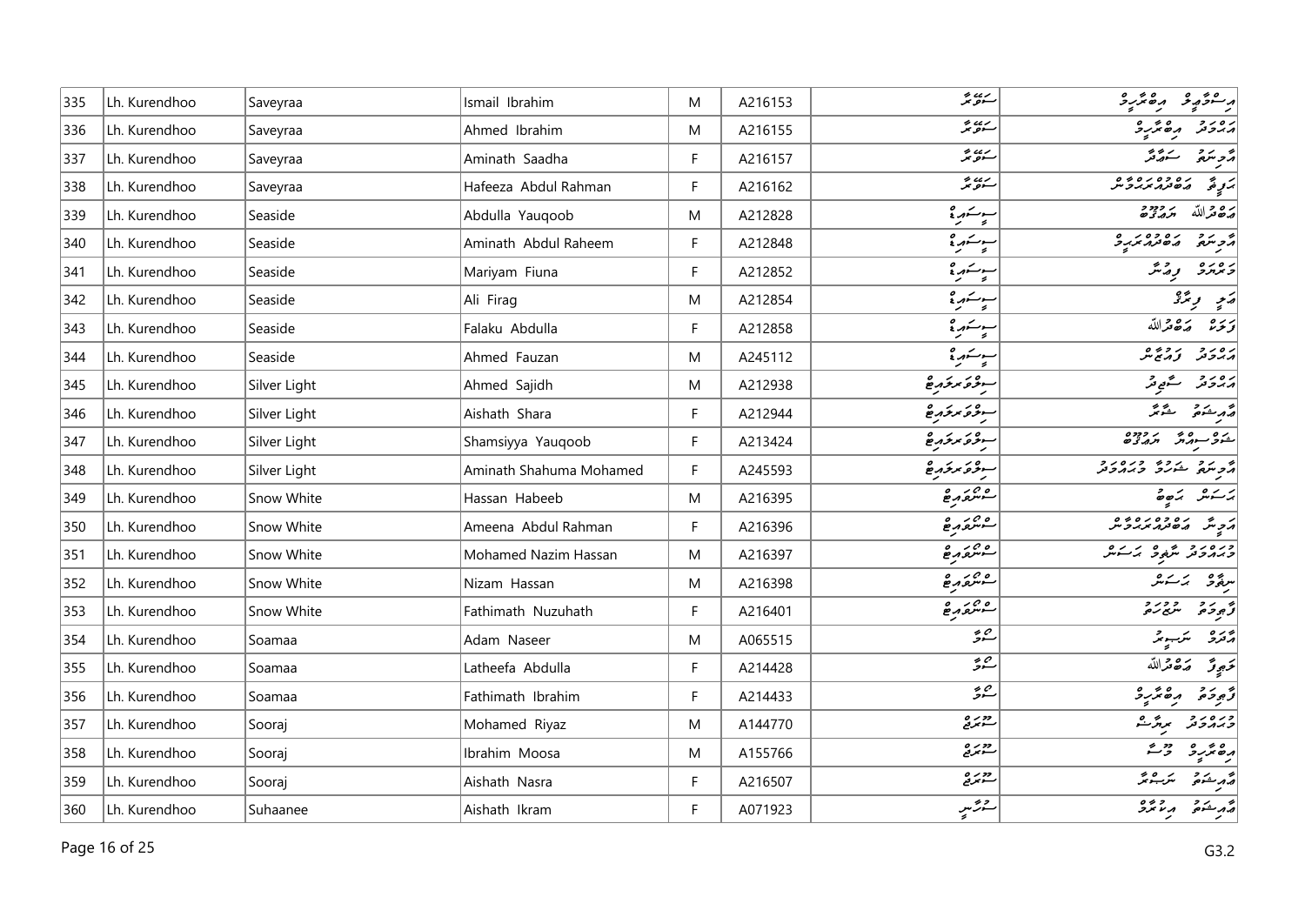| 335 | Lh. Kurendhoo | Saveyraa | Ismail Ibrahim | M | A216153 | ސަވޭރާ | އިސްމާޢީލް އިބްރާހީމް |
|---|---|---|---|---|---|---|---|
| 336 | Lh. Kurendhoo | Saveyraa | Ahmed Ibrahim | M | A216155 | ސަވޭރާ | އަޙްމަދު އިބްރާހީމް |
| 337 | Lh. Kurendhoo | Saveyraa | Aminath Saadha | F | A216157 | ސަވޭރާ | އާމިނަތު ސަޢާދާ |
| 338 | Lh. Kurendhoo | Saveyraa | Hafeeza Abdul Rahman | F | A216162 | ސަވޭރާ | ހަފީޒާ އަބްދުއްރަޙްމާން |
| 339 | Lh. Kurendhoo | Seaside | Abdulla Yauqoob | M | A212828 | ސީސައިޑް | އަބްދުﷲ ޔަޢުޤޫބު |
| 340 | Lh. Kurendhoo | Seaside | Aminath Abdul Raheem | F | A212848 | ސީސައިޑް | އާމިނަތު އަބްދުއްރަޙީމް |
| 341 | Lh. Kurendhoo | Seaside | Mariyam Fiuna | F | A212852 | ސީސައިޑް | މަރިޔަމް ފިއުނާ |
| 342 | Lh. Kurendhoo | Seaside | Ali Firag | M | A212854 | ސީސައިޑް | ޢަލީ ފިރާގު |
| 343 | Lh. Kurendhoo | Seaside | Falaku Abdulla | F | A212858 | ސީސައިޑް | ފަލަކު އަބްދުﷲ |
| 344 | Lh. Kurendhoo | Seaside | Ahmed Fauzan | M | A245112 | ސީސައިޑް | އަޙްމަދު ފައުޒާން |
| 345 | Lh. Kurendhoo | Silver Light | Ahmed Sajidh | M | A212938 | ސިލްވަރލައިޓް | އަޙްމަދު ސާޖިދު |
| 346 | Lh. Kurendhoo | Silver Light | Aishath Shara | F | A212944 | ސިލްވަރލައިޓް | ޢާއިޝަތު ޝާރާ |
| 347 | Lh. Kurendhoo | Silver Light | Shamsiyya Yauqoob | F | A213424 | ސިލްވަރލައިޓް | ޝަމްސިއްޔާ ޔަޢުޤޫބު |
| 348 | Lh. Kurendhoo | Silver Light | Aminath Shahuma Mohamed | F | A245593 | ސިލްވަރލައިޓް | އާމިނަތު ޝަހުމާ މުޙައްމަދު |
| 349 | Lh. Kurendhoo | Snow White | Hassan Habeeb | M | A216395 | ސްނޯވައިޓް | ޙަސަން ޙަބީބު |
| 350 | Lh. Kurendhoo | Snow White | Ameena Abdul Rahman | F | A216396 | ސްނޯވައިޓް | އަމީނާ އަބްދުއްރަޙްމާން |
| 351 | Lh. Kurendhoo | Snow White | Mohamed Nazim Hassan | M | A216397 | ސްނޯވައިޓް | މުޙައްމަދު ނާޒިމް ޙަސަން |
| 352 | Lh. Kurendhoo | Snow White | Nizam Hassan | M | A216398 | ސްނޯވައިޓް | ނިޒާމް ޙަސަން |
| 353 | Lh. Kurendhoo | Snow White | Fathimath Nuzuhath | F | A216401 | ސްނޯވައިޓް | ފާތިމަތު ނުޒުހަތު |
| 354 | Lh. Kurendhoo | Soamaa | Adam Naseer | M | A065515 | ސޯމާ | އާދަމް ނަސީރު |
| 355 | Lh. Kurendhoo | Soamaa | Latheefa Abdulla | F | A214428 | ސޯމާ | ލަތީފާ އަބްދުﷲ |
| 356 | Lh. Kurendhoo | Soamaa | Fathimath Ibrahim | F | A214433 | ސޯމާ | ފާތިމަތު އިބްރާހީމް |
| 357 | Lh. Kurendhoo | Sooraj | Mohamed Riyaz | M | A144770 | ސޫރަޖް | މުޙައްމަދު ރިޔާޒް |
| 358 | Lh. Kurendhoo | Sooraj | Ibrahim Moosa | M | A155766 | ސޫރަޖް | އިބްރާހީމް މޫސާ |
| 359 | Lh. Kurendhoo | Sooraj | Aishath Nasra | F | A216507 | ސޫރަޖް | ޢާއިޝަތު ނަސްރާ |
| 360 | Lh. Kurendhoo | Suhaanee | Aishath Ikram | F | A071923 | ސުހާނީ | ޢާއިޝަތު އިކްރާމް |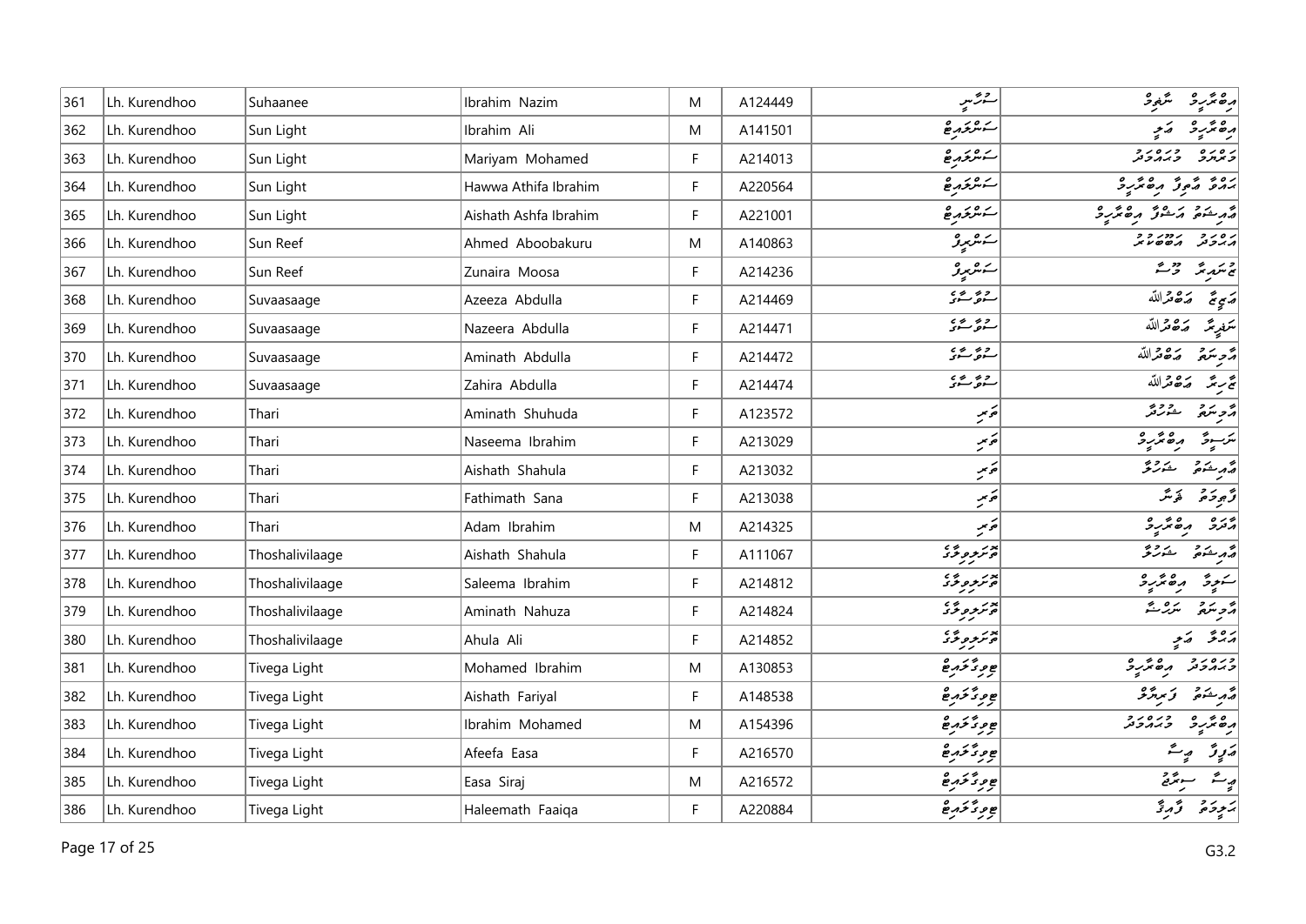| 361 | Lh. Kurendhoo | Suhaanee | Ibrahim Nazim | M | A124449 | ސުހާނީ | އިބްރާހީމް ނާޒިމް |
|---|---|---|---|---|---|---|---|
| 362 | Lh. Kurendhoo | Sun Light | Ibrahim Ali | M | A141501 | ސަންލައިޓް | އިބްރާހީމް ޢަލީ |
| 363 | Lh. Kurendhoo | Sun Light | Mariyam Mohamed | F | A214013 | ސަންލައިޓް | މަރިޔަމް މުޙައްމަދު |
| 364 | Lh. Kurendhoo | Sun Light | Hawwa Athifa Ibrahim | F | A220564 | ސަންލައިޓް | ޙައްވާ އާތިފާ އިބްރާހީމް |
| 365 | Lh. Kurendhoo | Sun Light | Aishath Ashfa Ibrahim | F | A221001 | ސަންލައިޓް | ޢާއިޝަތު އަޝްފާ އިބްރާހީމް |
| 366 | Lh. Kurendhoo | Sun Reef | Ahmed Aboobakuru | M | A140863 | ސަންރީފް | އަޙްމަދު އަބޫބަކުރު |
| 367 | Lh. Kurendhoo | Sun Reef | Zunaira Moosa | F | A214236 | ސަންރީފް | ޒުނައިރާ މޫސާ |
| 368 | Lh. Kurendhoo | Suvaasaage | Azeeza Abdulla | F | A214469 | ސުވާސާގެ | ޢަޒީޒާ ޢަބްދުﷲ |
| 369 | Lh. Kurendhoo | Suvaasaage | Nazeera Abdulla | F | A214471 | ސުވާސާގެ | ނަޒީރާ ޢަބްދުﷲ |
| 370 | Lh. Kurendhoo | Suvaasaage | Aminath Abdulla | F | A214472 | ސުވާސާގެ | އާމިނަތު ޢަބްދުﷲ |
| 371 | Lh. Kurendhoo | Suvaasaage | Zahira Abdulla | F | A214474 | ސުވާސާގެ | ޒާހިރާ ޢަބްދުﷲ |
| 372 | Lh. Kurendhoo | Thari | Aminath Shuhuda | F | A123572 | ތަރި | އާމިނަތު ޝުހުދާ |
| 373 | Lh. Kurendhoo | Thari | Naseema Ibrahim | F | A213029 | ތަރި | ނަސީމާ އިބްރާހީމް |
| 374 | Lh. Kurendhoo | Thari | Aishath Shahula | F | A213032 | ތަރި | ޢާއިޝަތު ޝަހުލާ |
| 375 | Lh. Kurendhoo | Thari | Fathimath Sana | F | A213038 | ތަރި | ފާތިމަތު ޞަނާ |
| 376 | Lh. Kurendhoo | Thari | Adam Ibrahim | M | A214325 | ތަރި | އާދަމް އިބްރާހީމް |
| 377 | Lh. Kurendhoo | Thoshalivilaage | Aishath Shahula | F | A111067 | ތޯޝަލިވިލާގެ | ޢާއިޝަތު ޝަހުލާ |
| 378 | Lh. Kurendhoo | Thoshalivilaage | Saleema Ibrahim | F | A214812 | ތޯޝަލިވިލާގެ | ސަލީމާ އިބްރާހީމް |
| 379 | Lh. Kurendhoo | Thoshalivilaage | Aminath Nahuza | F | A214824 | ތޯޝަލިވިލާގެ | އާމިނަތު ނަހުޒާ |
| 380 | Lh. Kurendhoo | Thoshalivilaage | Ahula Ali | F | A214852 | ތޯޝަލިވިލާގެ | އަހުލާ ޢަލީ |
| 381 | Lh. Kurendhoo | Tivega Light | Mohamed Ibrahim | M | A130853 | ޓިވެގާލައިޓް | މުޙައްމަދު އިބްރާހީމް |
| 382 | Lh. Kurendhoo | Tivega Light | Aishath Fariyal | F | A148538 | ޓިވެގާލައިޓް | ޢާއިޝަތު ފަރިޔާލް |
| 383 | Lh. Kurendhoo | Tivega Light | Ibrahim Mohamed | M | A154396 | ޓިވެގާލައިޓް | އިބްރާހީމް މުޙައްމަދު |
| 384 | Lh. Kurendhoo | Tivega Light | Afeefa Easa | F | A216570 | ޓިވެގާލައިޓް | ޢަފީފާ ޢީސާ |
| 385 | Lh. Kurendhoo | Tivega Light | Easa Siraj | M | A216572 | ޓިވެގާލައިޓް | ޢީސާ ސިރާޖު |
| 386 | Lh. Kurendhoo | Tivega Light | Haleemath Faaiqa | F | A220884 | ޓިވެގާލައިޓް | ހަލީމަތު ފާއިޤާ |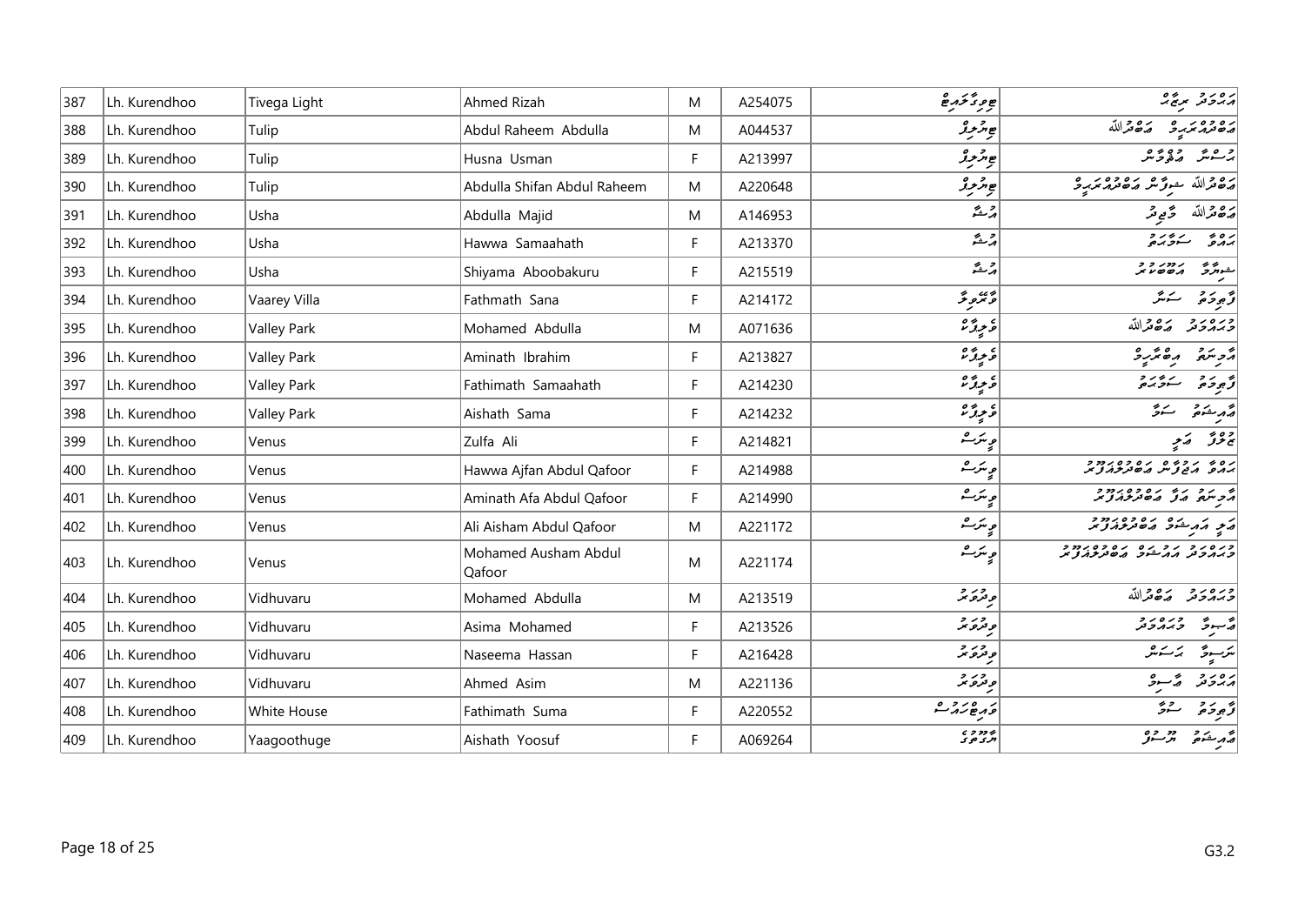| 387 | Lh. Kurendhoo | Tivega Light | Ahmed Rizah | M | A254075 | ޓިވެގާލައިޓް | އަޙްމަދު ރިޒާހް |
|---|---|---|---|---|---|---|---|
| 388 | Lh. Kurendhoo | Tulip | Abdul Raheem Abdulla | M | A044537 | ޓިއުލިޕް | އަބްދުއްރަޙީމް އަބްދުاللهް |
| 389 | Lh. Kurendhoo | Tulip | Husna Usman | F | A213997 | ޓިއުލިޕް | ހުސްނާ އުثްމާން |
| 390 | Lh. Kurendhoo | Tulip | Abdulla Shifan Abdul Raheem | M | A220648 | ޓިއުލިޕް | އަބްދުاللهް ޝިފާން އަބްދުއްރަޙީމް |
| 391 | Lh. Kurendhoo | Usha | Abdulla Majid | M | A146953 | އުޝާ | އަބްދުاللهް މާޖިދު |
| 392 | Lh. Kurendhoo | Usha | Hawwa Samaahath | F | A213370 | އުޝާ | ހައްވާ ސަމާހަތު |
| 393 | Lh. Kurendhoo | Usha | Shiyama Aboobakuru | F | A215519 | އުޝާ | ޝިޔާމާ އަބޫބަކުރު |
| 394 | Lh. Kurendhoo | Vaarey Villa | Fathmath Sana | F | A214172 | ވާރޭވިލާ | ފާތިމަތު ސަނާ |
| 395 | Lh. Kurendhoo | Valley Park | Mohamed Abdulla | M | A071636 | ވެލީޕާކް | މުޙައްމަދު އަބްދުاللهް |
| 396 | Lh. Kurendhoo | Valley Park | Aminath Ibrahim | F | A213827 | ވެލީޕާކް | އާމިނަތު އިބްރާހީމް |
| 397 | Lh. Kurendhoo | Valley Park | Fathimath Samaahath | F | A214230 | ވެލީޕާކް | ފާތިމަތު ސަމާހަތު |
| 398 | Lh. Kurendhoo | Valley Park | Aishath Sama | F | A214232 | ވެލީޕާކް | އާއިޝަތު ސަމާ |
| 399 | Lh. Kurendhoo | Venus | Zulfa Ali | F | A214821 | ވީނަސް | ޒުލްފާ އަލީ |
| 400 | Lh. Kurendhoo | Venus | Hawwa Ajfan Abdul Qafoor | F | A214988 | ވީނަސް | ހައްވާ އަޖްފާން އަބްދުލްޤަފޫރު |
| 401 | Lh. Kurendhoo | Venus | Aminath Afa Abdul Qafoor | F | A214990 | ވީނަސް | އާމިނަތު އަފާ އަބްދުލްޤަފޫރު |
| 402 | Lh. Kurendhoo | Venus | Ali Aisham Abdul Qafoor | M | A221172 | ވީނަސް | އަލީ އައިޝަމް އަބްދުލްޤަފޫރު |
| 403 | Lh. Kurendhoo | Venus | Mohamed Ausham Abdul Qafoor | M | A221174 | ވީނަސް | މުޙައްމަދު އައުޝަމް އަބްދުލްޤަފޫރު |
| 404 | Lh. Kurendhoo | Vidhuvaru | Mohamed Abdulla | M | A213519 | ވިދުވަރު | މުޙައްމަދު އަބްދުاللهް |
| 405 | Lh. Kurendhoo | Vidhuvaru | Asima Mohamed | F | A213526 | ވިދުވަރު | އާސިމާ މުޙައްމަދު |
| 406 | Lh. Kurendhoo | Vidhuvaru | Naseema Hassan | F | A216428 | ވިދުވަރު | ނަސީމާ ޙަސަން |
| 407 | Lh. Kurendhoo | Vidhuvaru | Ahmed Asim | M | A221136 | ވިދުވަރު | އަޙްމަދު އާސިމް |
| 408 | Lh. Kurendhoo | White House | Fathimath Suma | F | A220552 | ވައިޓްހައުސް | ފާތިމަތު ސުމާ |
| 409 | Lh. Kurendhoo | Yaagoothuge | Aishath Yoosuf | F | A069264 | ޔާގޫތުގެ | އާއިޝަތު ޔޫސުފް |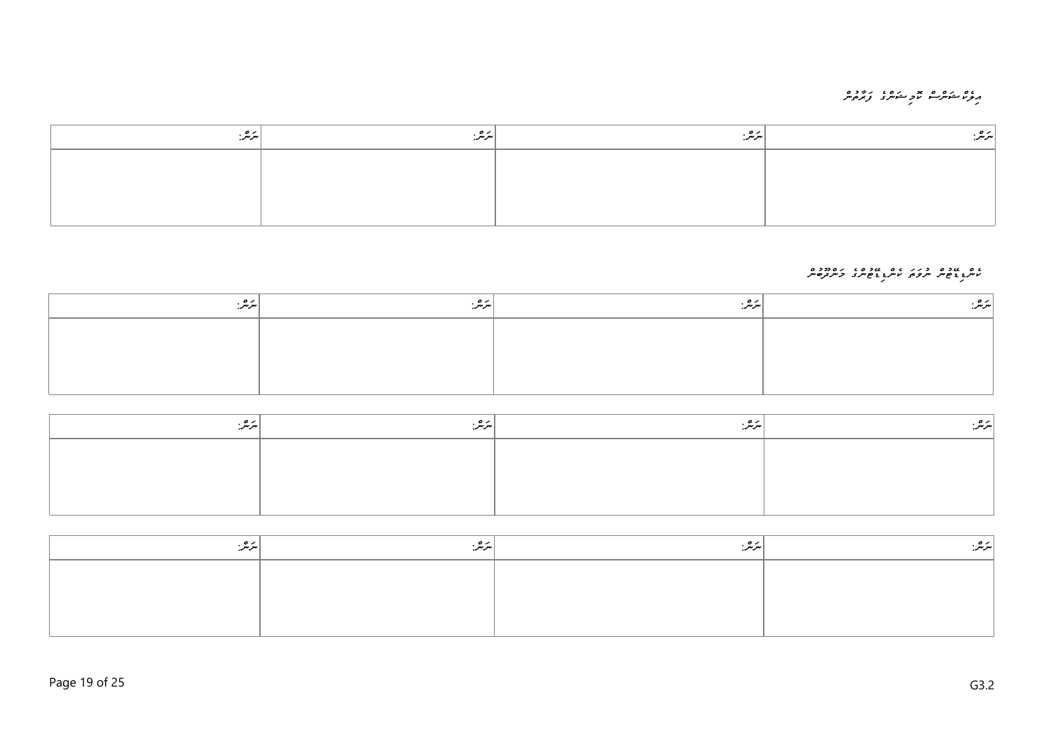# ދިވެހި ބަހުގެ ގަވާއިދު

| ނަން: | ނަން: | ނަން: | ނަން: |
|---|---|---|---|
| | | | |

## ކުރީގެ ގޮތަށް ނަން ބަދަލުކުރުން

| ނަން: | ނަން: | ނަން: | ނަން: |
|---|---|---|---|
| | | | |

| ނަން: | ނަން: | ނަން: | ނަން: |
|---|---|---|---|
| | | | |

| ނަން: | ނަން: | ނަން: | ނަން: |
|---|---|---|---|
| | | | |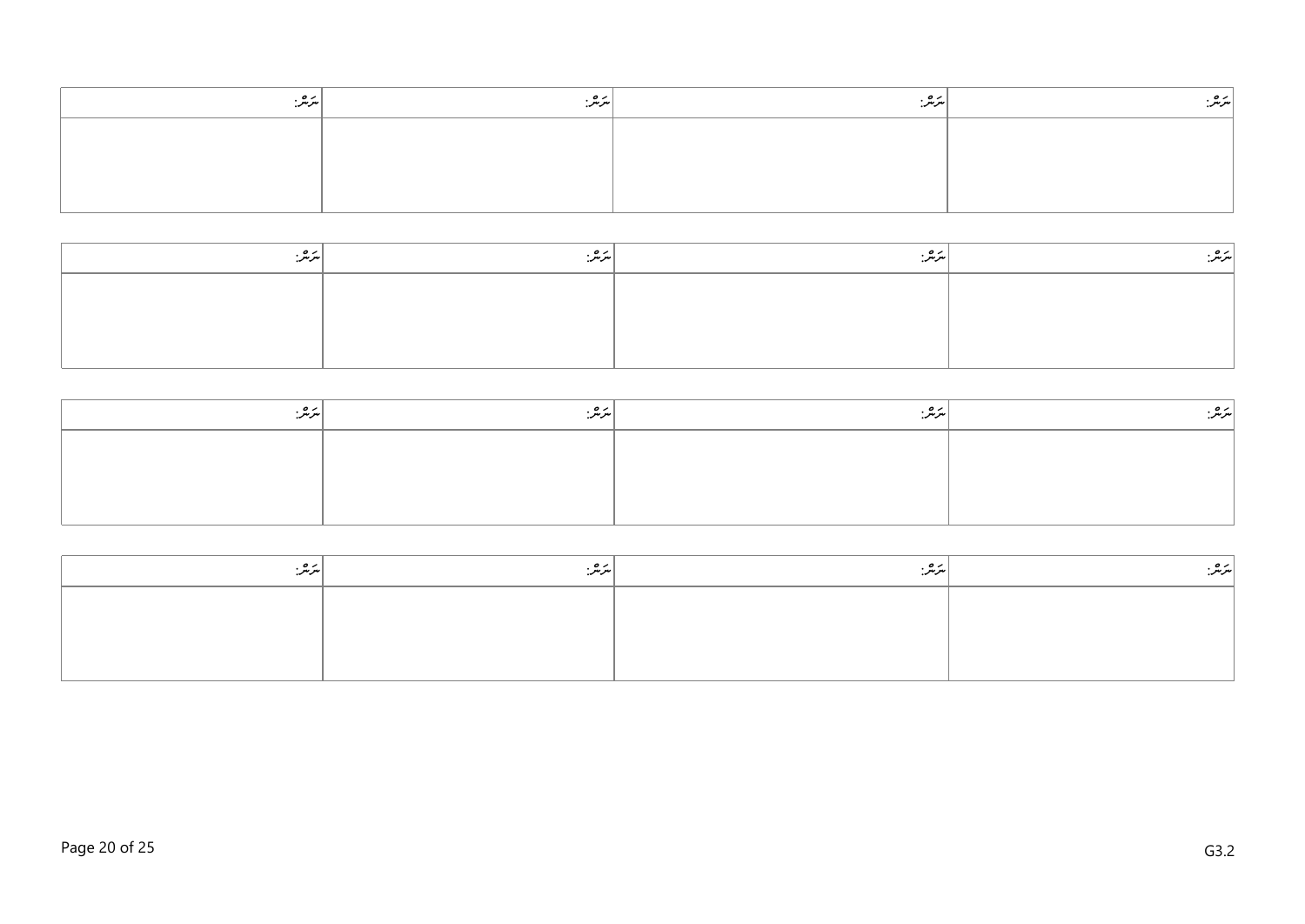| ސަރަޙު: | ސަރަޙު: | ސަރަޙު: | ސަރަޙު: |
|---|---|---|---|
| | | | |

| ސަރަޙު: | ސަރަޙު: | ސަރަޙު: | ސަރަޙު: |
|---|---|---|---|
| | | | |

| ސަރަޙު: | ސަރަޙު: | ސަރަޙު: | ސަރަޙު: |
|---|---|---|---|
| | | | |

| ސަރަޙު: | ސަރަޙު: | ސަރަޙު: | ސަރަޙު: |
|---|---|---|---|
| | | | |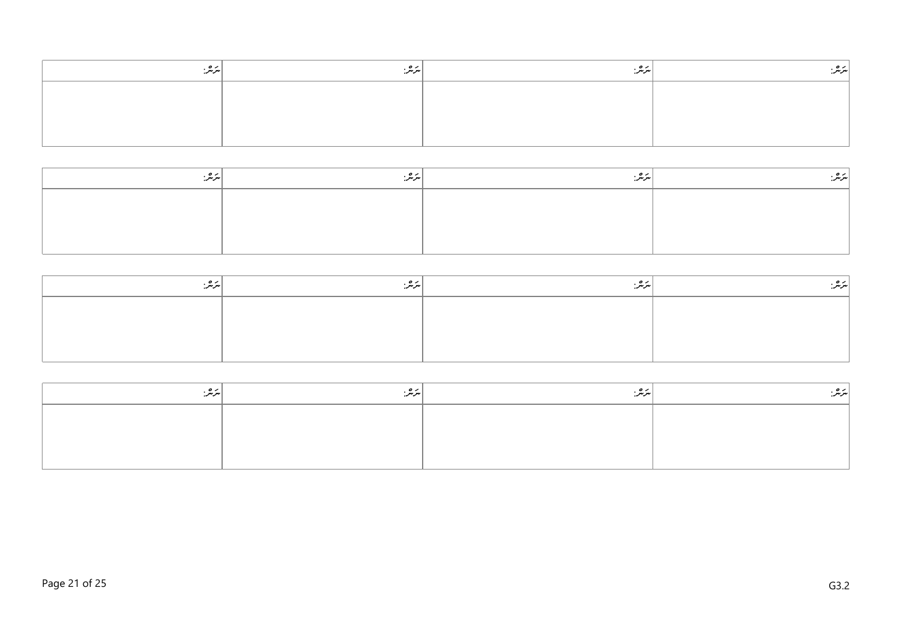| ނަރުދ: | ނަރުދ: | ނަރުދ: | ނަރުދ: |
| --- | --- | --- | --- |
| | | | |

| ނަރުދ: | ނަރުދ: | ނަރުދ: | ނަރުދ: |
| --- | --- | --- | --- |
| | | | |

| ނަރުދ: | ނަރުދ: | ނަރުދ: | ނަރުދ: |
| --- | --- | --- | --- |
| | | | |

| ނަރުދ: | ނަރުދ: | ނަރުދ: | ނަރުދ: |
| --- | --- | --- | --- |
| | | | |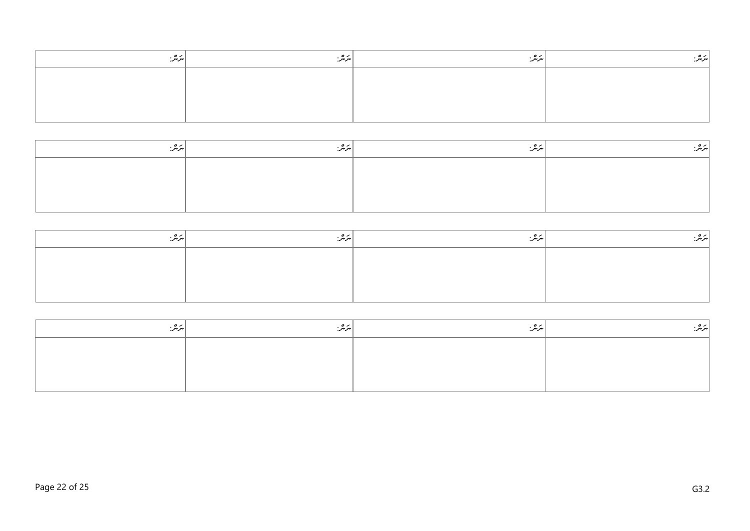| ނަރުދ: | ނަރުދ: | ނަރުދ: | ނަރުދ: |
| --- | --- | --- | --- |
| | | | |

| ނަރުދ: | ނަރުދ: | ނަރުދ: | ނަރުދ: |
| --- | --- | --- | --- |
| | | | |

| ނަރުދ: | ނަރުދ: | ނަރުދ: | ނަރުދ: |
| --- | --- | --- | --- |
| | | | |

| ނަރުދ: | ނަރުދ: | ނަރުދ: | ނަރުދ: |
| --- | --- | --- | --- |
| | | | |

G3.2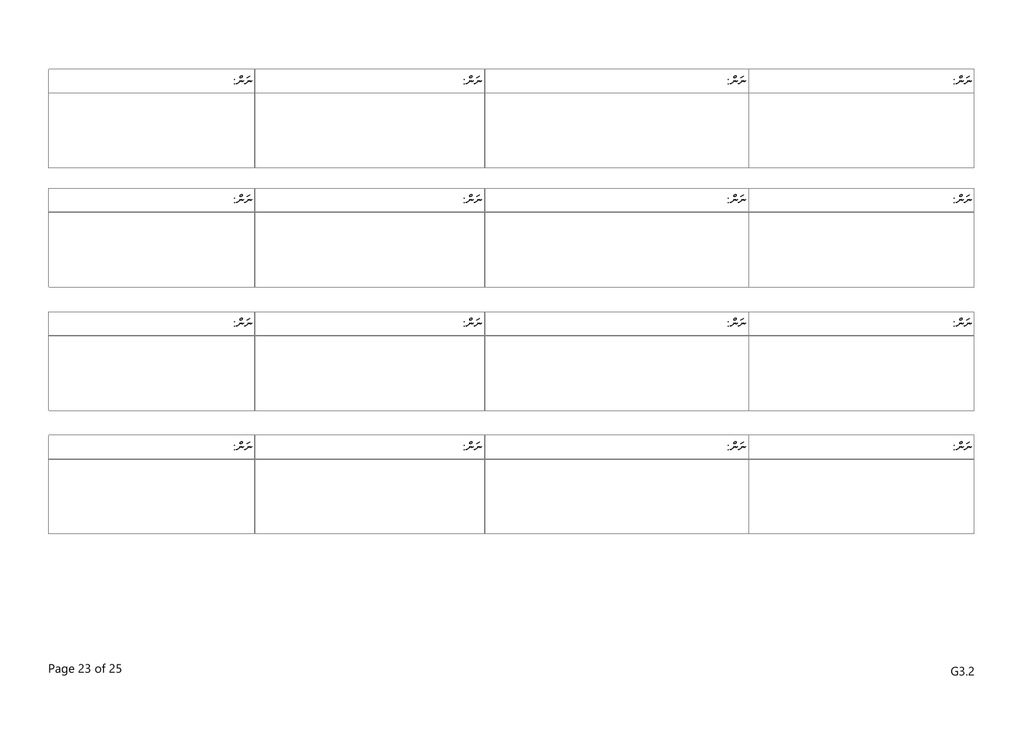| ނަރުނ: | ނަރުނ: | ނަރުނ: | ނަރުނ: |
| --- | --- | --- | --- |
| | | | |

| ނަރުނ: | ނަރުނ: | ނަރުނ: | ނަރުނ: |
| --- | --- | --- | --- |
| | | | |

| ނަރުނ: | ނަރުނ: | ނަރުނ: | ނަރުނ: |
| --- | --- | --- | --- |
| | | | |

| ނަރުނ: | ނަރުނ: | ނަރުނ: | ނަރުނ: |
| --- | --- | --- | --- |
| | | | |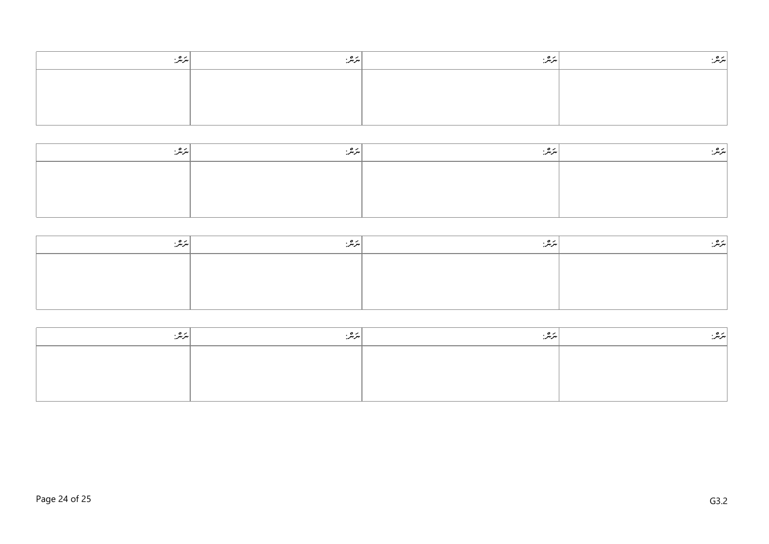| ނަރުދ: | ނަރުދ: | ނަރުދ: | ނަރުދ: |
| --- | --- | --- | --- |
| | | | |

| ނަރުދ: | ނަރުދ: | ނަރުދ: | ނަރުދ: |
| --- | --- | --- | --- |
| | | | |

| ނަރުދ: | ނަރުދ: | ނަރުދ: | ނަރުދ: |
| --- | --- | --- | --- |
| | | | |

| ނަރުދ: | ނަރުދ: | ނަރުދ: | ނަރުދ: |
| --- | --- | --- | --- |
| | | | |

G3.2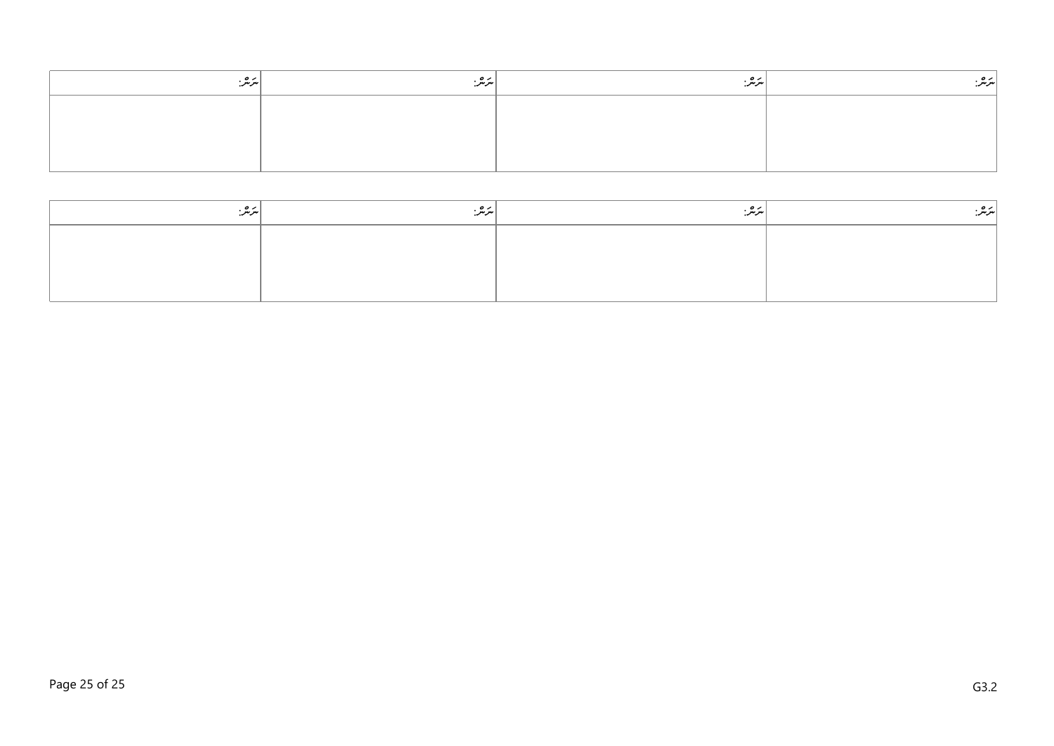| ނަންބަރ: | ނަންބަރ: | ނަންބަރ: | ނަންބަރ: |
| --- | --- | --- | --- |
| | | | |

| ނަންބަރ: | ނަންބަރ: | ނަންބަރ: | ނަންބަރ: |
| --- | --- | --- | --- |
| | | | |